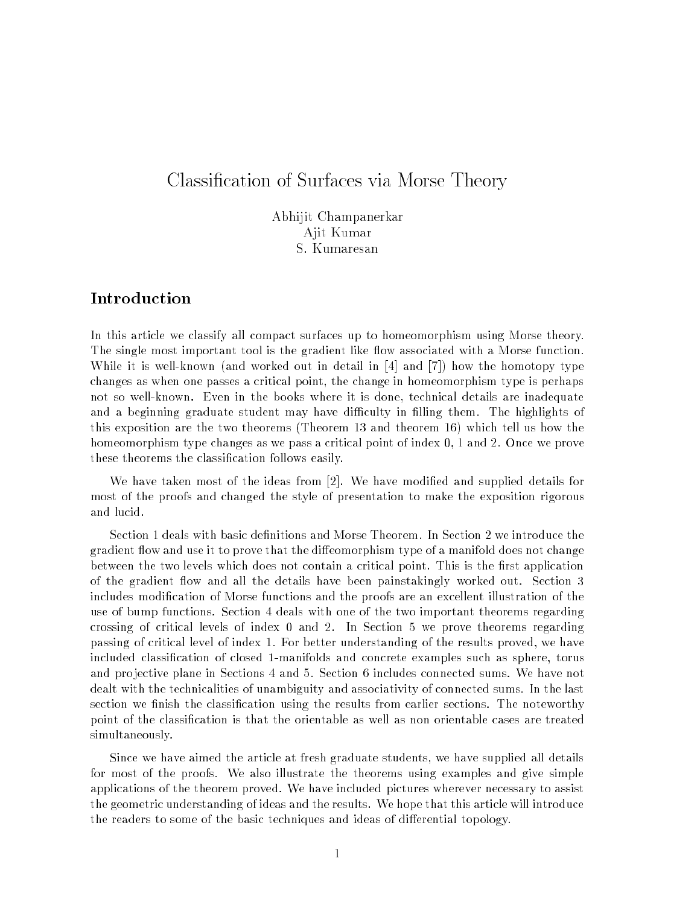# Classification of Surfaces via Morse Theory

Abhijit Champanerkar
Ajit Kumar
S. Kumaresan

## Introduction

In this article we classify all compact surfaces up to homeomorphism using Morse theory. The single most important tool is the gradient like flow associated with a Morse function. While it is well-known (and worked out in detail in [4] and [7]) how the homotopy type changes as when one passes a critical point, the change in homeomorphism type is perhaps not so well-known. Even in the books where it is done, technical details are inadequate and a beginning graduate student may have difficulty in filling them. The highlights of this exposition are the two theorems (Theorem 13 and theorem 16) which tell us how the homeomorphism type changes as we pass a critical point of index 0, 1 and 2. Once we prove these theorems the classification follows easily.

We have taken most of the ideas from [2]. We have modified and supplied details for most of the proofs and changed the style of presentation to make the exposition rigorous and lucid.

Section 1 deals with basic definitions and Morse Theorem. In Section 2 we introduce the gradient flow and use it to prove that the diffeomorphism type of a manifold does not change between the two levels which does not contain a critical point. This is the first application of the gradient flow and all the details have been painstakingly worked out. Section 3 includes modification of Morse functions and the proofs are an excellent illustration of the use of bump functions. Section 4 deals with one of the two important theorems regarding crossing of critical levels of index 0 and 2. In Section 5 we prove theorems regarding passing of critical level of index 1. For better understanding of the results proved, we have included classification of closed 1-manifolds and concrete examples such as sphere, torus and projective plane in Sections 4 and 5. Section 6 includes connected sums. We have not dealt with the technicalities of unambiguity and associativity of connected sums. In the last section we finish the classification using the results from earlier sections. The noteworthy point of the classification is that the orientable as well as non orientable cases are treated simultaneously.

Since we have aimed the article at fresh graduate students, we have supplied all details for most of the proofs. We also illustrate the theorems using examples and give simple applications of the theorem proved. We have included pictures wherever necessary to assist the geometric understanding of ideas and the results. We hope that this article will introduce the readers to some of the basic techniques and ideas of differential topology.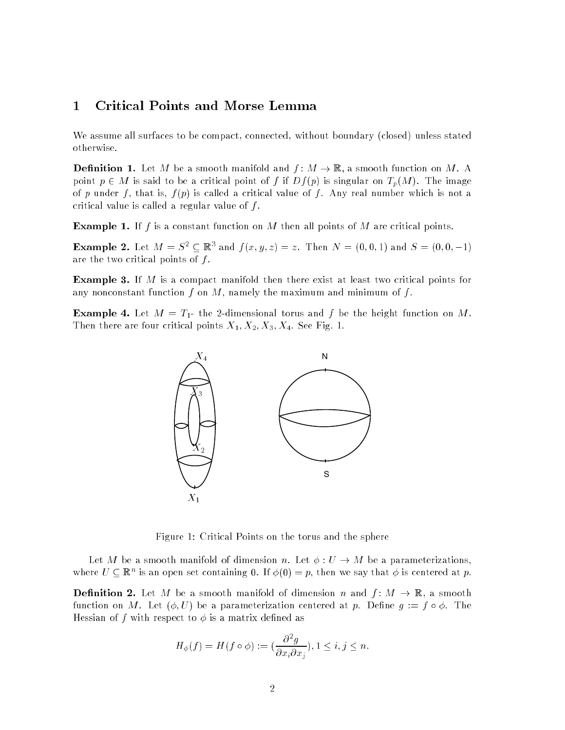# 1 Critical Points and Morse Lemma

We assume all surfaces to be compact, connected, without boundary (closed) unless stated otherwise.

**Definition 1.** Let $M$ be a smooth manifold and $f\colon M \to \mathbb{R}$, a smooth function on $M$. A point $p \in M$ is said to be a critical point of $f$ if $Df(p)$ is singular on $T_p(M)$. The image of $p$ under $f$, that is, $f(p)$ is called a critical value of $f$. Any real number which is not a critical value is called a regular value of $f$.

**Example 1.** If $f$ is a constant function on $M$ then all points of $M$ are critical points.

**Example 2.** Let $M = S^2 \subseteq \mathbb{R}^3$ and $f(x, y, z) = z$. Then $N = (0, 0, 1)$ and $S = (0, 0, -1)$ are the two critical points of $f$.

**Example 3.** If $M$ is a compact manifold then there exist at least two critical points for any nonconstant function $f$ on $M$, namely the maximum and minimum of $f$.

**Example 4.** Let $M = T_1$- the 2-dimensional torus and $f$ be the height function on $M$. Then there are four critical points $X_1, X_2, X_3, X_4$. See Fig. 1.

Figure 1: Critical Points on the torus and the sphere

Let $M$ be a smooth manifold of dimension $n$. Let $\phi : U \to M$ be a parameterizations, where $U \subseteq \mathbb{R}^n$ is an open set containing 0. If $\phi(0) = p$, then we say that $\phi$ is centered at $p$.

**Definition 2.** Let $M$ be a smooth manifold of dimension $n$ and $f\colon M \to \mathbb{R}$, a smooth function on $M$. Let $(\phi, U)$ be a parameterization centered at $p$. Define $g := f \circ \phi$. The Hessian of $f$ with respect to $\phi$ is a matrix defined as

$$H_\phi(f) = H(f \circ \phi) := (\frac{\partial^2 g}{\partial x_i \partial x_j}), 1 \leq i, j \leq n.$$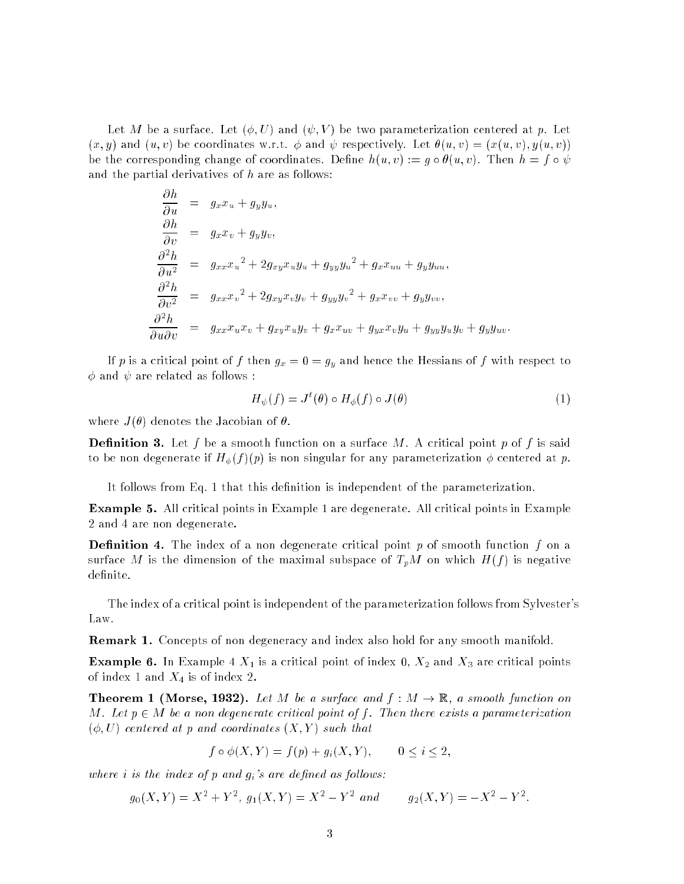Let $M$ be a surface. Let $(\phi, U)$ and $(\psi, V)$ be two parameterization centered at $p$. Let $(x, y)$ and $(u, v)$ be coordinates w.r.t. $\phi$ and $\psi$ respectively. Let $\theta(u, v) = (x(u, v), y(u, v))$ be the corresponding change of coordinates. Define $h(u, v) := g \circ \theta(u, v)$. Then $h = f \circ \psi$ and the partial derivatives of $h$ are as follows:

$$
\begin{aligned}
\frac{\partial h}{\partial u} &= g_x x_u + g_y y_u, \\
\frac{\partial h}{\partial v} &= g_x x_v + g_y y_v, \\
\frac{\partial^2 h}{\partial u^2} &= g_{xx} {x_u}^2 + 2 g_{xy} x_u y_u + g_{yy} {y_u}^2 + g_x x_{uu} + g_y y_{uu}, \\
\frac{\partial^2 h}{\partial v^2} &= g_{xx} {x_v}^2 + 2 g_{xy} x_v y_v + g_{yy} {y_v}^2 + g_x x_{vv} + g_y y_{vv}, \\
\frac{\partial^2 h}{\partial u \partial v} &= g_{xx} x_u x_v + g_{xy} x_u y_v + g_x x_{uv} + g_{yx} x_v y_u + g_{yy} y_u y_v + g_y y_{uv}.
\end{aligned}
$$

If $p$ is a critical point of $f$ then $g_x = 0 = g_y$ and hence the Hessians of $f$ with respect to $\phi$ and $\psi$ are related as follows :

$$
H_\psi(f) = J^t(\theta) \circ H_\phi(f) \circ J(\theta) \tag{1}
$$

where $J(\theta)$ denotes the Jacobian of $\theta$.

**Definition 3.** Let $f$ be a smooth function on a surface $M$. A critical point $p$ of $f$ is said to be non degenerate if $H_\phi(f)(p)$ is non singular for any parameterization $\phi$ centered at $p$.

It follows from Eq. 1 that this definition is independent of the parameterization.

**Example 5.** All critical points in Example 1 are degenerate. All critical points in Example 2 and 4 are non degenerate.

**Definition 4.** The index of a non degenerate critical point $p$ of smooth function $f$ on a surface $M$ is the dimension of the maximal subspace of $T_pM$ on which $H(f)$ is negative definite.

The index of a critical point is independent of the parameterization follows from Sylvester's Law.

**Remark 1.** Concepts of non degeneracy and index also hold for any smooth manifold.

**Example 6.** In Example 4 $X_1$ is a critical point of index 0, $X_2$ and $X_3$ are critical points of index 1 and $X_4$ is of index 2.

**Theorem 1 (Morse, 1932).** *Let $M$ be a surface and $f : M \to \mathbb{R}$, a smooth function on $M$. Let $p \in M$ be a non degenerate critical point of $f$. Then there exists a parameterization $(\phi, U)$ centered at $p$ and coordinates $(X, Y)$ such that*

$$
f \circ \phi(X, Y) = f(p) + g_i(X, Y), \qquad 0 \le i \le 2,
$$

*where $i$ is the index of $p$ and $g_i$'s are defined as follows:*

$$
g_0(X, Y) = X^2 + Y^2, \; g_1(X, Y) = X^2 - Y^2 \text{ and } \qquad g_2(X, Y) = -X^2 - Y^2.
$$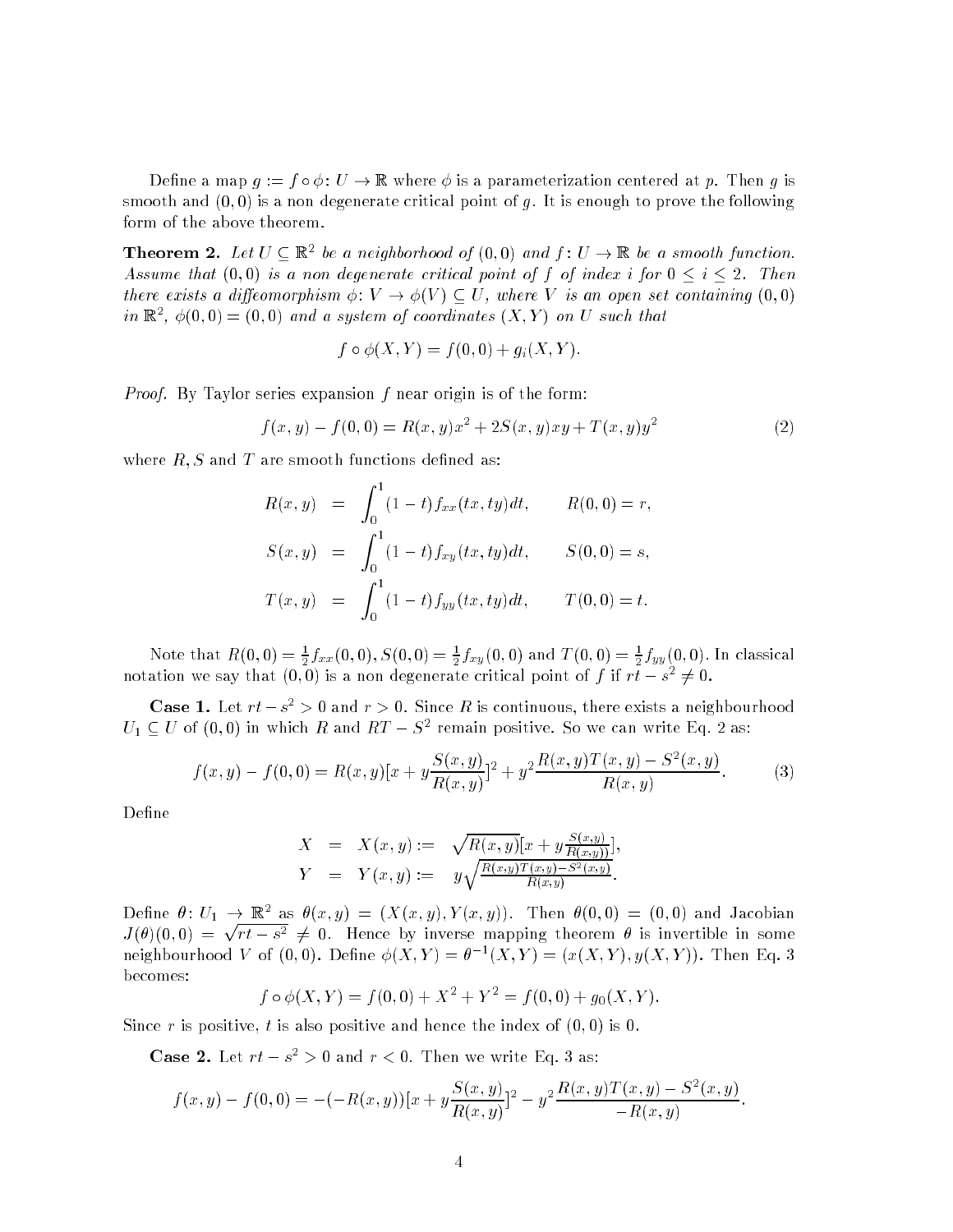Define a map $g := f \circ \phi \colon U \to \mathbb{R}$ where $\phi$ is a parameterization centered at $p$. Then $g$ is smooth and $(0,0)$ is a non degenerate critical point of $g$. It is enough to prove the following form of the above theorem.

**Theorem 2.** *Let $U \subseteq \mathbb{R}^2$ be a neighborhood of $(0,0)$ and $f \colon U \to \mathbb{R}$ be a smooth function. Assume that $(0,0)$ is a non degenerate critical point of $f$ of index $i$ for $0 \leq i \leq 2$. Then there exists a diffeomorphism $\phi \colon V \to \phi(V) \subseteq U$, where $V$ is an open set containing $(0,0)$ in $\mathbb{R}^2$, $\phi(0,0) = (0,0)$ and a system of coordinates $(X,Y)$ on $U$ such that*

$$f \circ \phi(X,Y) = f(0,0) + g_i(X,Y).$$

*Proof.* By Taylor series expansion $f$ near origin is of the form:

$$f(x,y) - f(0,0) = R(x,y)x^2 + 2S(x,y)xy + T(x,y)y^2 \tag{2}$$

where $R, S$ and $T$ are smooth functions defined as:

$$\begin{aligned}
R(x,y) &= \int_0^1 (1-t) f_{xx}(tx,ty)dt, \qquad R(0,0) = r, \\
S(x,y) &= \int_0^1 (1-t) f_{xy}(tx,ty)dt, \qquad S(0,0) = s, \\
T(x,y) &= \int_0^1 (1-t) f_{yy}(tx,ty)dt, \qquad T(0,0) = t.
\end{aligned}$$

Note that $R(0,0) = \frac{1}{2} f_{xx}(0,0)$, $S(0,0) = \frac{1}{2} f_{xy}(0,0)$ and $T(0,0) = \frac{1}{2} f_{yy}(0,0)$. In classical notation we say that $(0,0)$ is a non degenerate critical point of $f$ if $rt - s^2 \neq 0$.

**Case 1.** Let $rt - s^2 > 0$ and $r > 0$. Since $R$ is continuous, there exists a neighbourhood $U_1 \subseteq U$ of $(0,0)$ in which $R$ and $RT - S^2$ remain positive. So we can write Eq. 2 as:

$$f(x,y) - f(0,0) = R(x,y)[x + y\frac{S(x,y)}{R(x,y)}]^2 + y^2 \frac{R(x,y)T(x,y) - S^2(x,y)}{R(x,y)}. \tag{3}$$

Define

$$\begin{aligned}
X &= X(x,y) := \sqrt{R(x,y)}[x + y\tfrac{S(x,y)}{R(x,y))}], \\
Y &= Y(x,y) := y\sqrt{\tfrac{R(x,y)T(x,y) - S^2(x,y)}{R(x,y)}}.
\end{aligned}$$

Define $\theta \colon U_1 \to \mathbb{R}^2$ as $\theta(x,y) = (X(x,y), Y(x,y))$. Then $\theta(0,0) = (0,0)$ and Jacobian $J(\theta)(0,0) = \sqrt{rt - s^2} \neq 0$. Hence by inverse mapping theorem $\theta$ is invertible in some neighbourhood $V$ of $(0,0)$. Define $\phi(X,Y) = \theta^{-1}(X,Y) = (x(X,Y), y(X,Y))$. Then Eq. 3 becomes:

$$f \circ \phi(X,Y) = f(0,0) + X^2 + Y^2 = f(0,0) + g_0(X,Y).$$

Since $r$ is positive, $t$ is also positive and hence the index of $(0,0)$ is 0.

**Case 2.** Let $rt - s^2 > 0$ and $r < 0$. Then we write Eq. 3 as:

$$f(x,y) - f(0,0) = -(-R(x,y))[x + y\frac{S(x,y)}{R(x,y)}]^2 - y^2 \frac{R(x,y)T(x,y) - S^2(x,y)}{-R(x,y)}.$$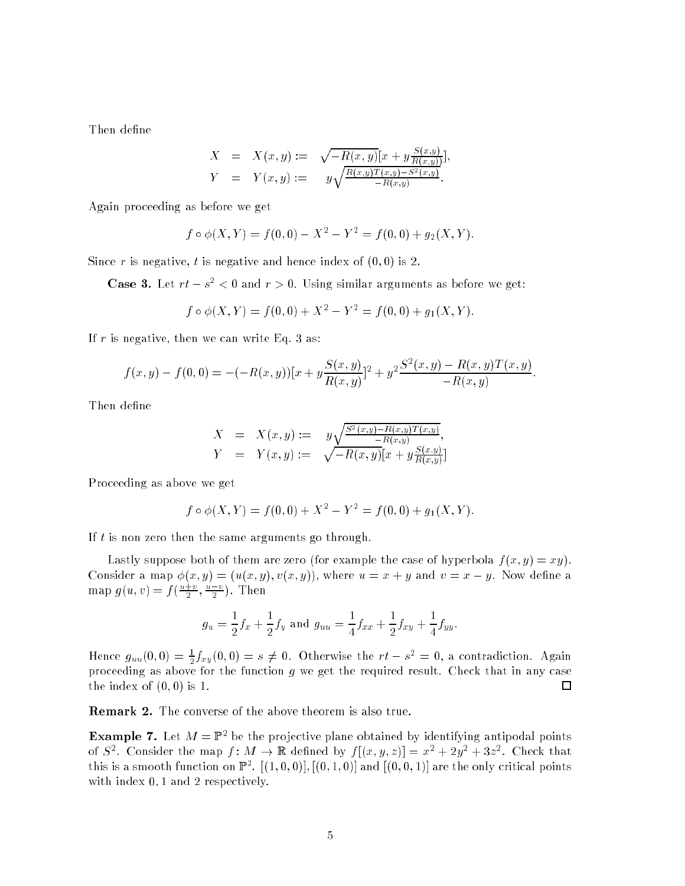Then define

$$
\begin{aligned}
X &= X(x,y) := \sqrt{-R(x,y)}[x + y\tfrac{S(x,y)}{R(x,y))}], \\
Y &= Y(x,y) := y\sqrt{\tfrac{R(x,y)T(x,y)-S^2(x,y)}{-R(x,y)}}.
\end{aligned}
$$

Again proceeding as before we get

$$
f \circ \phi(X,Y) = f(0,0) - X^2 - Y^2 = f(0,0) + g_2(X,Y).
$$

Since $r$ is negative, $t$ is negative and hence index of $(0,0)$ is 2.

**Case 3.** Let $rt - s^2 < 0$ and $r > 0$. Using similar arguments as before we get:

$$
f \circ \phi(X,Y) = f(0,0) + X^2 - Y^2 = f(0,0) + g_1(X,Y).
$$

If $r$ is negative, then we can write Eq. 3 as:

$$
f(x,y) - f(0,0) = -(-R(x,y))[x + y\frac{S(x,y)}{R(x,y)}]^2 + y^2\frac{S^2(x,y) - R(x,y)T(x,y)}{-R(x,y)}.
$$

Then define

$$
\begin{aligned}
X &= X(x,y) := y\sqrt{\tfrac{S^2(x,y)-R(x,y)T(x,y)}{-R(x,y)}}, \\
Y &= Y(x,y) := \sqrt{-R(x,y)}[x + y\tfrac{S(x,y)}{R(x,y)}]
\end{aligned}
$$

Proceeding as above we get

$$
f \circ \phi(X,Y) = f(0,0) + X^2 - Y^2 = f(0,0) + g_1(X,Y).
$$

If $t$ is non zero then the same arguments go through.

Lastly suppose both of them are zero (for example the case of hyperbola $f(x,y) = xy$). Consider a map $\phi(x,y) = (u(x,y), v(x,y))$, where $u = x + y$ and $v = x - y$. Now define a map $g(u,v) = f(\frac{u+v}{2}, \frac{u-v}{2})$. Then

$$
g_u = \frac{1}{2}f_x + \frac{1}{2}f_y \text{ and } g_{uu} = \frac{1}{4}f_{xx} + \frac{1}{2}f_{xy} + \frac{1}{4}f_{yy}.
$$

Hence $g_{uu}(0,0) = \frac{1}{2}f_{xy}(0,0) = s \neq 0$. Otherwise the $rt - s^2 = 0$, a contradiction. Again proceeding as above for the function $g$ we get the required result. Check that in any case the index of $(0,0)$ is 1. $\square$

**Remark 2.** The converse of the above theorem is also true.

**Example 7.** Let $M = \mathbb{P}^2$ be the projective plane obtained by identifying antipodal points of $S^2$. Consider the map $f\colon M \to \mathbb{R}$ defined by $f[(x,y,z)] = x^2 + 2y^2 + 3z^2$. Check that this is a smooth function on $\mathbb{P}^2$. $[(1,0,0)], [(0,1,0)]$ and $[(0,0,1)]$ are the only critical points with index $0, 1$ and $2$ respectively.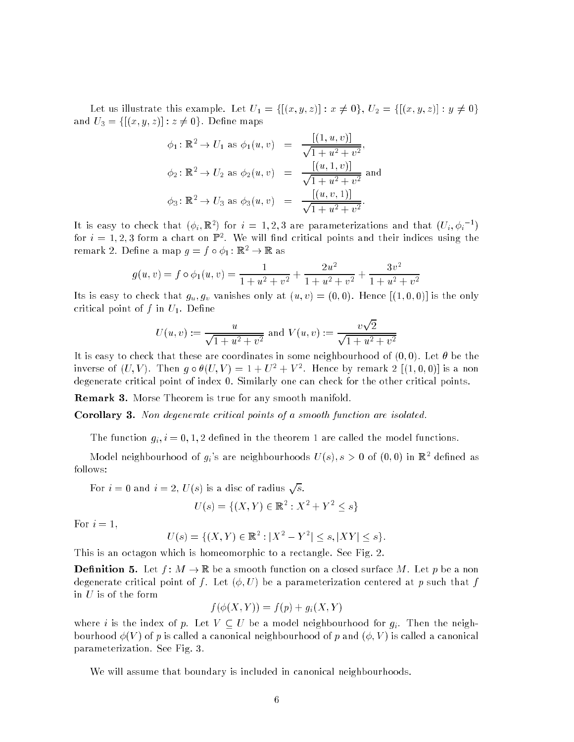Let us illustrate this example. Let $U_1 = \{[(x,y,z)] : x \neq 0\}$, $U_2 = \{[(x,y,z)] : y \neq 0\}$ and $U_3 = \{[(x,y,z)] : z \neq 0\}$. Define maps

$$
\begin{aligned}
\phi_1 \colon \mathbb{R}^2 \to U_1 \text{ as } \phi_1(u,v) &= \frac{[(1,u,v)]}{\sqrt{1+u^2+v^2}}, \\
\phi_2 \colon \mathbb{R}^2 \to U_2 \text{ as } \phi_2(u,v) &= \frac{[(u,1,v)]}{\sqrt{1+u^2+v^2}} \text{ and} \\
\phi_3 \colon \mathbb{R}^2 \to U_3 \text{ as } \phi_3(u,v) &= \frac{[(u,v,1)]}{\sqrt{1+u^2+v^2}}.
\end{aligned}
$$

It is easy to check that $(\phi_i, \mathbb{R}^2)$ for $i = 1,2,3$ are parameterizations and that $(U_i, {\phi_i}^{-1})$ for $i = 1,2,3$ form a chart on $\mathbb{P}^2$. We will find critical points and their indices using the remark 2. Define a map $g = f \circ \phi_1 \colon \mathbb{R}^2 \to \mathbb{R}$ as

$$
g(u,v) = f \circ \phi_1(u,v) = \frac{1}{1+u^2+v^2} + \frac{2u^2}{1+u^2+v^2} + \frac{3v^2}{1+u^2+v^2}
$$

Its is easy to check that $g_u, g_v$ vanishes only at $(u,v) = (0,0)$. Hence $[(1,0,0)]$ is the only critical point of $f$ in $U_1$. Define

$$
U(u,v) := \frac{u}{\sqrt{1+u^2+v^2}} \text{ and } V(u,v) := \frac{v\sqrt{2}}{\sqrt{1+u^2+v^2}}
$$

It is easy to check that these are coordinates in some neighbourhood of $(0,0)$. Let $\theta$ be the inverse of $(U,V)$. Then $g \circ \theta(U,V) = 1 + U^2 + V^2$. Hence by remark 2 $[(1,0,0)]$ is a non degenerate critical point of index 0. Similarly one can check for the other critical points.

**Remark 3.** Morse Theorem is true for any smooth manifold.

**Corollary 3.** *Non degenerate critical points of a smooth function are isolated.*

The function $g_i, i = 0,1,2$ defined in the theorem 1 are called the model functions.

Model neighbourhood of $g_i$'s are neighbourhoods $U(s), s > 0$ of $(0,0)$ in $\mathbb{R}^2$ defined as follows:

For $i = 0$ and $i = 2$, $U(s)$ is a disc of radius $\sqrt{s}$.

$$
U(s) = \{(X,Y) \in \mathbb{R}^2 : X^2 + Y^2 \leq s\}
$$

For $i = 1$,

$$
U(s) = \{(X,Y) \in \mathbb{R}^2 : |X^2 - Y^2| \leq s, |XY| \leq s\}.
$$

This is an octagon which is homeomorphic to a rectangle. See Fig. 2.

**Definition 5.** Let $f \colon M \to \mathbb{R}$ be a smooth function on a closed surface $M$. Let $p$ be a non degenerate critical point of $f$. Let $(\phi, U)$ be a parameterization centered at $p$ such that $f$ in $U$ is of the form

$$
f(\phi(X,Y)) = f(p) + g_i(X,Y)
$$

where $i$ is the index of $p$. Let $V \subseteq U$ be a model neighbourhood for $g_i$. Then the neighbourhood $\phi(V)$ of $p$ is called a canonical neighbourhood of $p$ and $(\phi, V)$ is called a canonical parameterization. See Fig. 3.

We will assume that boundary is included in canonical neighbourhoods.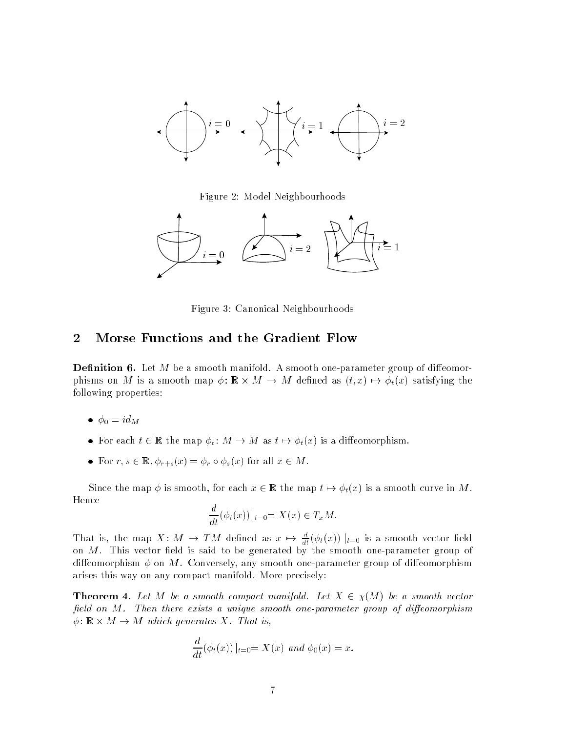Figure 2: Model Neighbourhoods

Figure 3: Canonical Neighbourhoods

## 2 Morse Functions and the Gradient Flow

**Definition 6.** Let $M$ be a smooth manifold. A smooth one-parameter group of diffeomorphisms on $M$ is a smooth map $\phi\colon \mathbb{R} \times M \to M$ defined as $(t, x) \mapsto \phi_t(x)$ satisfying the following properties:

- $\phi_0 = id_M$
- For each $t \in \mathbb{R}$ the map $\phi_t\colon M \to M$ as $t \mapsto \phi_t(x)$ is a diffeomorphism.
- For $r, s \in \mathbb{R}, \phi_{r+s}(x) = \phi_r \circ \phi_s(x)$ for all $x \in M$.

Since the map $\phi$ is smooth, for each $x \in \mathbb{R}$ the map $t \mapsto \phi_t(x)$ is a smooth curve in $M$. Hence

$$\frac{d}{dt}(\phi_t(x))\mid_{t=0}= X(x) \in T_xM.$$

That is, the map $X\colon M \to TM$ defined as $x \mapsto \frac{d}{dt}(\phi_t(x))\mid_{t=0}$ is a smooth vector field on $M$. This vector field is said to be generated by the smooth one-parameter group of diffeomorphism $\phi$ on $M$. Conversely, any smooth one-parameter group of diffeomorphism arises this way on any compact manifold. More precisely:

**Theorem 4.** *Let $M$ be a smooth compact manifold. Let $X \in \chi(M)$ be a smooth vector field on $M$. Then there exists a unique smooth one-parameter group of diffeomorphism $\phi\colon \mathbb{R} \times M \to M$ which generates $X$. That is,*

$$\frac{d}{dt}(\phi_t(x))\mid_{t=0}= X(x) \text{ and } \phi_0(x) = x.$$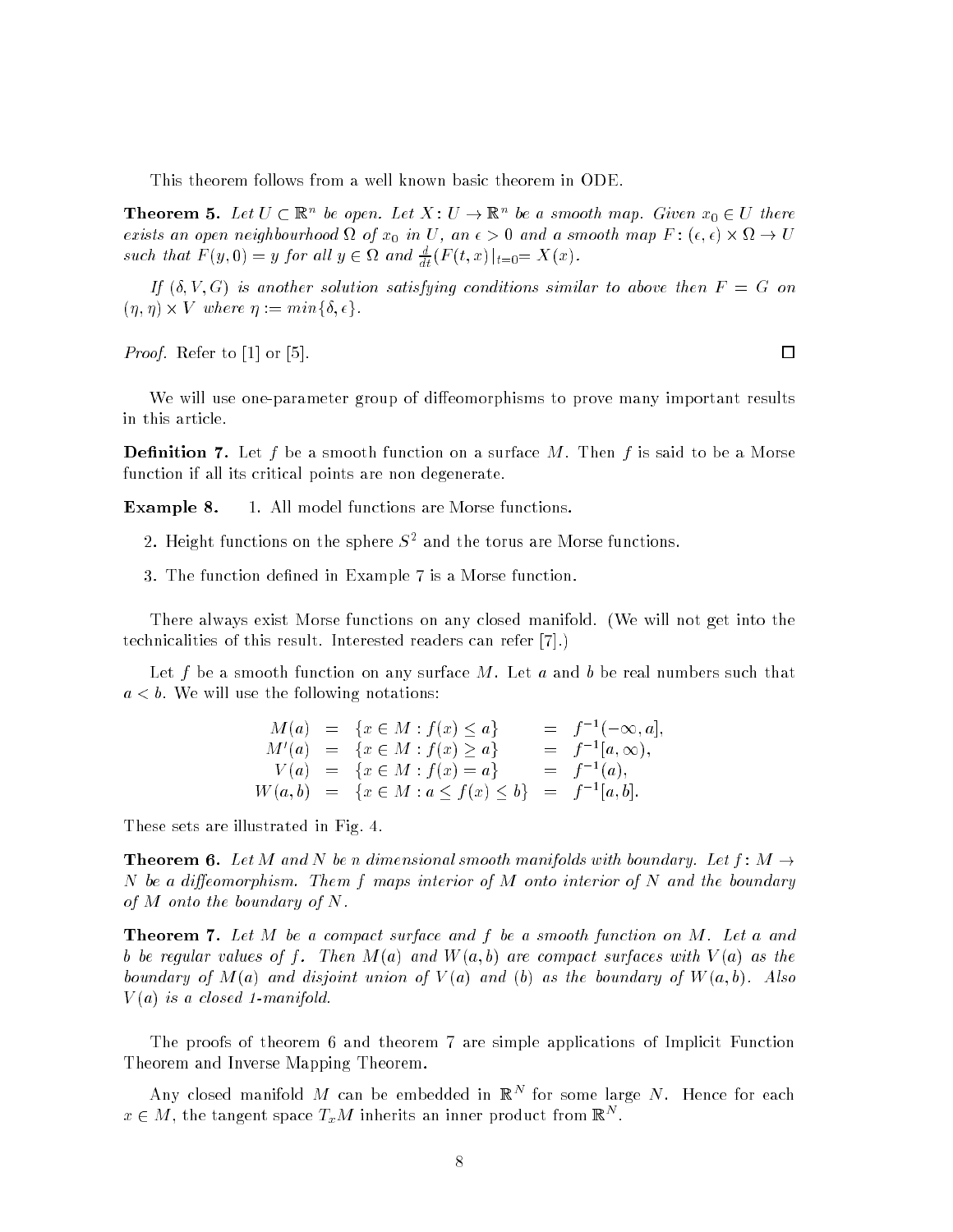This theorem follows from a well known basic theorem in ODE.

**Theorem 5.** *Let $U \subset \mathbb{R}^n$ be open. Let $X : U \to \mathbb{R}^n$ be a smooth map. Given $x_0 \in U$ there exists an open neighbourhood $\Omega$ of $x_0$ in $U$, an $\epsilon > 0$ and a smooth map $F : (\epsilon, \epsilon) \times \Omega \to U$ such that $F(y, 0) = y$ for all $y \in \Omega$ and $\frac{d}{dt}(F(t, x)|_{t=0} = X(x)$.*

*If $(\delta, V, G)$ is another solution satisfying conditions similar to above then $F = G$ on $(\eta, \eta) \times V$ where $\eta := min\{\delta, \epsilon\}$.*

*Proof.* Refer to [1] or [5]. □

We will use one-parameter group of diffeomorphisms to prove many important results in this article.

**Definition 7.** Let $f$ be a smooth function on a surface $M$. Then $f$ is said to be a Morse function if all its critical points are non degenerate.

**Example 8.**

1. All model functions are Morse functions.
2. Height functions on the sphere $S^2$ and the torus are Morse functions.
3. The function defined in Example 7 is a Morse function.

There always exist Morse functions on any closed manifold. (We will not get into the technicalities of this result. Interested readers can refer [7].)

Let $f$ be a smooth function on any surface $M$. Let $a$ and $b$ be real numbers such that $a < b$. We will use the following notations:

$$
\begin{aligned}
M(a) &= \{x \in M : f(x) \leq a\} &&= f^{-1}(-\infty, a], \\
M'(a) &= \{x \in M : f(x) \geq a\} &&= f^{-1}[a, \infty), \\
V(a) &= \{x \in M : f(x) = a\} &&= f^{-1}(a), \\
W(a, b) &= \{x \in M : a \leq f(x) \leq b\} &&= f^{-1}[a, b].
\end{aligned}
$$

These sets are illustrated in Fig. 4.

**Theorem 6.** *Let $M$ and $N$ be $n$ dimensional smooth manifolds with boundary. Let $f : M \to N$ be a diffeomorphism. Them $f$ maps interior of $M$ onto interior of $N$ and the boundary of $M$ onto the boundary of $N$.*

**Theorem 7.** *Let $M$ be a compact surface and $f$ be a smooth function on $M$. Let $a$ and $b$ be regular values of $f$. Then $M(a)$ and $W(a, b)$ are compact surfaces with $V(a)$ as the boundary of $M(a)$ and disjoint union of $V(a)$ and $(b)$ as the boundary of $W(a, b)$. Also $V(a)$ is a closed 1-manifold.*

The proofs of theorem 6 and theorem 7 are simple applications of Implicit Function Theorem and Inverse Mapping Theorem.

Any closed manifold $M$ can be embedded in $\mathbb{R}^N$ for some large $N$. Hence for each $x \in M$, the tangent space $T_xM$ inherits an inner product from $\mathbb{R}^N$.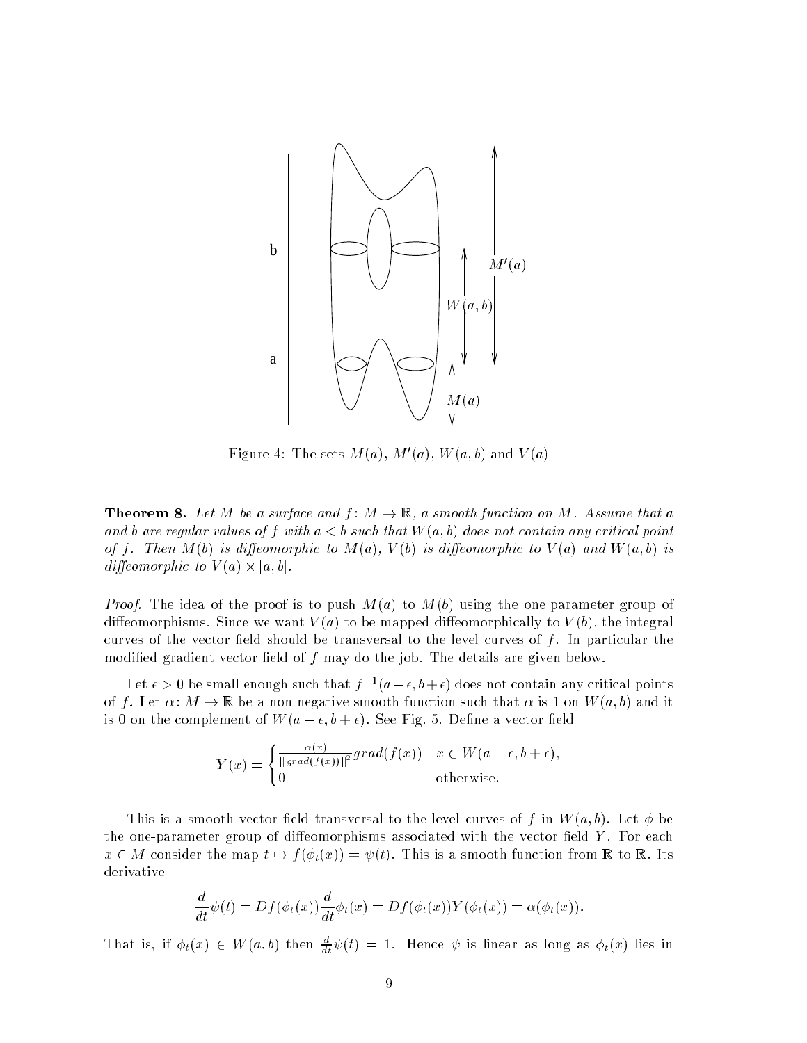Figure 4: The sets $M(a)$, $M'(a)$, $W(a,b)$ and $V(a)$

**Theorem 8.** *Let $M$ be a surface and $f: M \to \mathbb{R}$, a smooth function on $M$. Assume that $a$ and $b$ are regular values of $f$ with $a < b$ such that $W(a,b)$ does not contain any critical point of $f$. Then $M(b)$ is diffeomorphic to $M(a)$, $V(b)$ is diffeomorphic to $V(a)$ and $W(a,b)$ is diffeomorphic to $V(a) \times [a,b]$.*

*Proof.* The idea of the proof is to push $M(a)$ to $M(b)$ using the one-parameter group of diffeomorphisms. Since we want $V(a)$ to be mapped diffeomorphically to $V(b)$, the integral curves of the vector field should be transversal to the level curves of $f$. In particular the modified gradient vector field of $f$ may do the job. The details are given below.

Let $\epsilon > 0$ be small enough such that $f^{-1}(a-\epsilon, b+\epsilon)$ does not contain any critical points of $f$. Let $\alpha: M \to \mathbb{R}$ be a non negative smooth function such that $\alpha$ is 1 on $W(a,b)$ and it is 0 on the complement of $W(a-\epsilon, b+\epsilon)$. See Fig. 5. Define a vector field

$$Y(x) = \begin{cases} \frac{\alpha(x)}{\|grad(f(x))\|^2} grad(f(x)) & x \in W(a-\epsilon, b+\epsilon), \\ 0 & \text{otherwise.} \end{cases}$$

This is a smooth vector field transversal to the level curves of $f$ in $W(a,b)$. Let $\phi$ be the one-parameter group of diffeomorphisms associated with the vector field $Y$. For each $x \in M$ consider the map $t \mapsto f(\phi_t(x)) = \psi(t)$. This is a smooth function from $\mathbb{R}$ to $\mathbb{R}$. Its derivative

$$\frac{d}{dt}\psi(t) = Df(\phi_t(x))\frac{d}{dt}\phi_t(x) = Df(\phi_t(x))Y(\phi_t(x)) = \alpha(\phi_t(x)).$$

That is, if $\phi_t(x) \in W(a,b)$ then $\frac{d}{dt}\psi(t) = 1$. Hence $\psi$ is linear as long as $\phi_t(x)$ lies in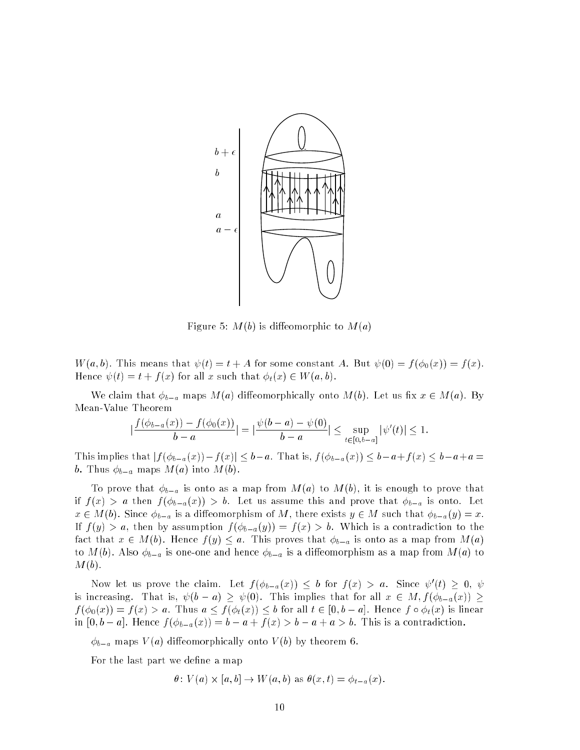Figure 5: $M(b)$ is diffeomorphic to $M(a)$

$W(a,b)$. This means that $\psi(t) = t + A$ for some constant $A$. But $\psi(0) = f(\phi_0(x)) = f(x)$. Hence $\psi(t) = t + f(x)$ for all $x$ such that $\phi_t(x) \in W(a,b)$.

We claim that $\phi_{b-a}$ maps $M(a)$ diffeomorphically onto $M(b)$. Let us fix $x \in M(a)$. By Mean-Value Theorem

$$|\frac{f(\phi_{b-a}(x)) - f(\phi_0(x))}{b-a}| = |\frac{\psi(b-a) - \psi(0)}{b-a}| \leq \sup_{t \in [0, b-a]} |\psi'(t)| \leq 1.$$

This implies that $|f(\phi_{b-a}(x)) - f(x)| \leq b - a$. That is, $f(\phi_{b-a}(x)) \leq b - a + f(x) \leq b - a + a = b$. Thus $\phi_{b-a}$ maps $M(a)$ into $M(b)$.

To prove that $\phi_{b-a}$ is onto as a map from $M(a)$ to $M(b)$, it is enough to prove that if $f(x) > a$ then $f(\phi_{b-a}(x)) > b$. Let us assume this and prove that $\phi_{b-a}$ is onto. Let $x \in M(b)$. Since $\phi_{b-a}$ is a diffeomorphism of $M$, there exists $y \in M$ such that $\phi_{b-a}(y) = x$. If $f(y) > a$, then by assumption $f(\phi_{b-a}(y)) = f(x) > b$. Which is a contradiction to the fact that $x \in M(b)$. Hence $f(y) \leq a$. This proves that $\phi_{b-a}$ is onto as a map from $M(a)$ to $M(b)$. Also $\phi_{b-a}$ is one-one and hence $\phi_{b-a}$ is a diffeomorphism as a map from $M(a)$ to $M(b)$.

Now let us prove the claim. Let $f(\phi_{b-a}(x)) \leq b$ for $f(x) > a$. Since $\psi'(t) \geq 0$, $\psi$ is increasing. That is, $\psi(b-a) \geq \psi(0)$. This implies that for all $x \in M, f(\phi_{b-a}(x)) \geq f(\phi_0(x)) = f(x) > a$. Thus $a \leq f(\phi_t(x)) \leq b$ for all $t \in [0, b-a]$. Hence $f \circ \phi_t(x)$ is linear in $[0, b-a]$. Hence $f(\phi_{b-a}(x)) = b - a + f(x) > b - a + a > b$. This is a contradiction.

$\phi_{b-a}$ maps $V(a)$ diffeomorphically onto $V(b)$ by theorem 6.

For the last part we define a map

$$\theta \colon V(a) \times [a,b] \to W(a,b) \text{ as } \theta(x,t) = \phi_{t-a}(x).$$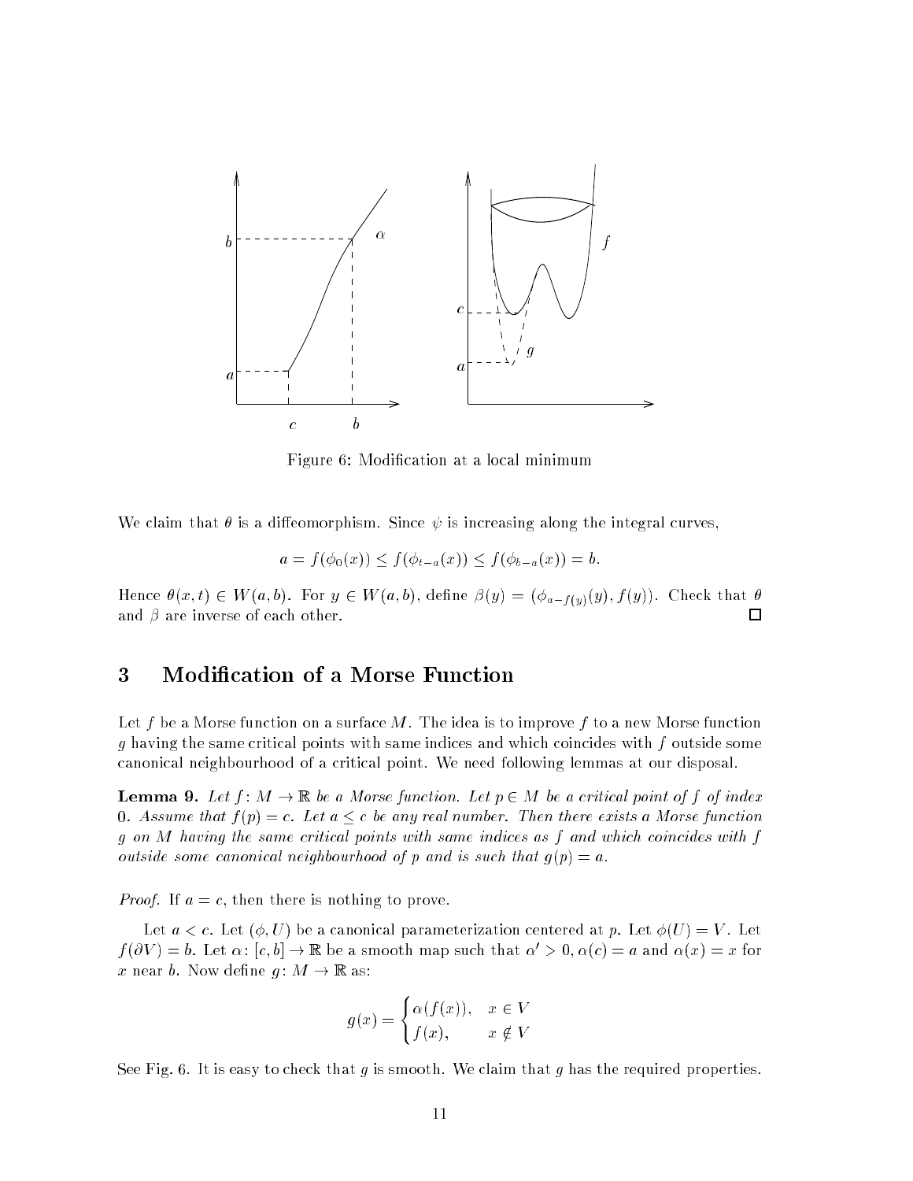Figure 6: Modification at a local minimum

We claim that $\theta$ is a diffeomorphism. Since $\psi$ is increasing along the integral curves,

$$a = f(\phi_0(x)) \leq f(\phi_{t-a}(x)) \leq f(\phi_{b-a}(x)) = b.$$

Hence $\theta(x,t) \in W(a,b)$. For $y \in W(a,b)$, define $\beta(y) = (\phi_{a-f(y)}(y), f(y))$. Check that $\theta$ and $\beta$ are inverse of each other. □

# 3 Modification of a Morse Function

Let $f$ be a Morse function on a surface $M$. The idea is to improve $f$ to a new Morse function $g$ having the same critical points with same indices and which coincides with $f$ outside some canonical neighbourhood of a critical point. We need following lemmas at our disposal.

**Lemma 9.** *Let $f: M \to \mathbb{R}$ be a Morse function. Let $p \in M$ be a critical point of $f$ of index 0. Assume that $f(p) = c$. Let $a \leq c$ be any real number. Then there exists a Morse function $g$ on $M$ having the same critical points with same indices as $f$ and which coincides with $f$ outside some canonical neighbourhood of $p$ and is such that $g(p) = a$.*

*Proof.* If $a = c$, then there is nothing to prove.

Let $a < c$. Let $(\phi, U)$ be a canonical parameterization centered at $p$. Let $\phi(U) = V$. Let $f(\partial V) = b$. Let $\alpha: [c,b] \to \mathbb{R}$ be a smooth map such that $\alpha' > 0$, $\alpha(c) = a$ and $\alpha(x) = x$ for $x$ near $b$. Now define $g: M \to \mathbb{R}$ as:

$$g(x) = \begin{cases} \alpha(f(x)), & x \in V \\ f(x), & x \notin V \end{cases}$$

See Fig. 6. It is easy to check that $g$ is smooth. We claim that $g$ has the required properties.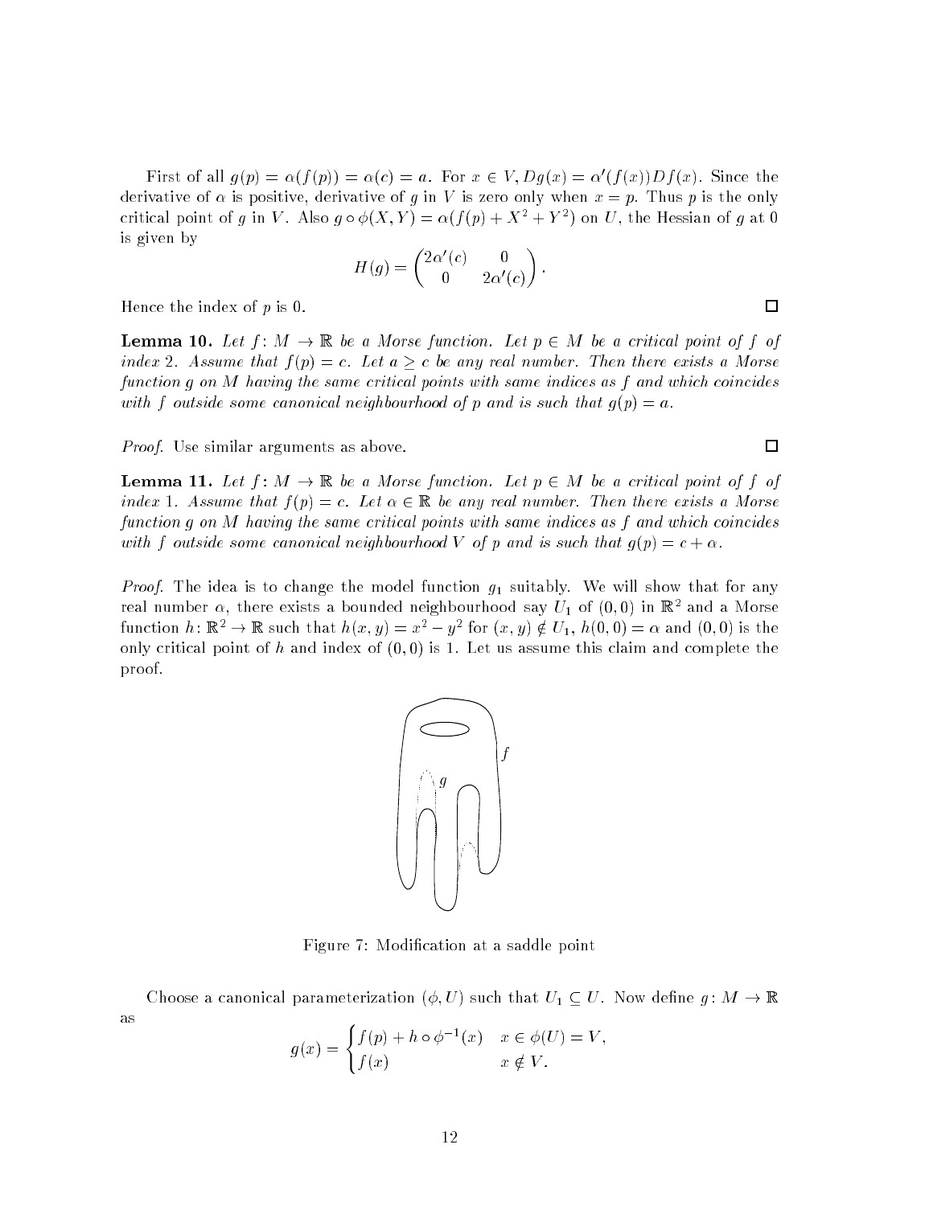First of all $g(p) = \alpha(f(p)) = \alpha(c) = a$. For $x \in V$, $Dg(x) = \alpha'(f(x))Df(x)$. Since the derivative of $\alpha$ is positive, derivative of $g$ in $V$ is zero only when $x = p$. Thus $p$ is the only critical point of $g$ in $V$. Also $g \circ \phi(X, Y) = \alpha(f(p) + X^2 + Y^2)$ on $U$, the Hessian of $g$ at 0 is given by

$$H(g) = \begin{pmatrix} 2\alpha'(c) & 0 \\ 0 & 2\alpha'(c) \end{pmatrix}.$$

Hence the index of $p$ is 0. □

**Lemma 10.** *Let $f\colon M \to \mathbb{R}$ be a Morse function. Let $p \in M$ be a critical point of $f$ of index 2. Assume that $f(p) = c$. Let $a \geq c$ be any real number. Then there exists a Morse function $g$ on $M$ having the same critical points with same indices as $f$ and which coincides with $f$ outside some canonical neighbourhood of $p$ and is such that $g(p) = a$.*

*Proof.* Use similar arguments as above. □

**Lemma 11.** *Let $f\colon M \to \mathbb{R}$ be a Morse function. Let $p \in M$ be a critical point of $f$ of index 1. Assume that $f(p) = c$. Let $\alpha \in \mathbb{R}$ be any real number. Then there exists a Morse function $g$ on $M$ having the same critical points with same indices as $f$ and which coincides with $f$ outside some canonical neighbourhood $V$ of $p$ and is such that $g(p) = c + \alpha$.*

*Proof.* The idea is to change the model function $g_1$ suitably. We will show that for any real number $\alpha$, there exists a bounded neighbourhood say $U_1$ of $(0, 0)$ in $\mathbb{R}^2$ and a Morse function $h\colon \mathbb{R}^2 \to \mathbb{R}$ such that $h(x, y) = x^2 - y^2$ for $(x, y) \notin U_1$, $h(0, 0) = \alpha$ and $(0, 0)$ is the only critical point of $h$ and index of $(0, 0)$ is 1. Let us assume this claim and complete the proof.

Figure 7: Modification at a saddle point

Choose a canonical parameterization $(\phi, U)$ such that $U_1 \subseteq U$. Now define $g\colon M \to \mathbb{R}$ as

$$g(x) = \begin{cases} f(p) + h \circ \phi^{-1}(x) & x \in \phi(U) = V, \\ f(x) & x \notin V. \end{cases}$$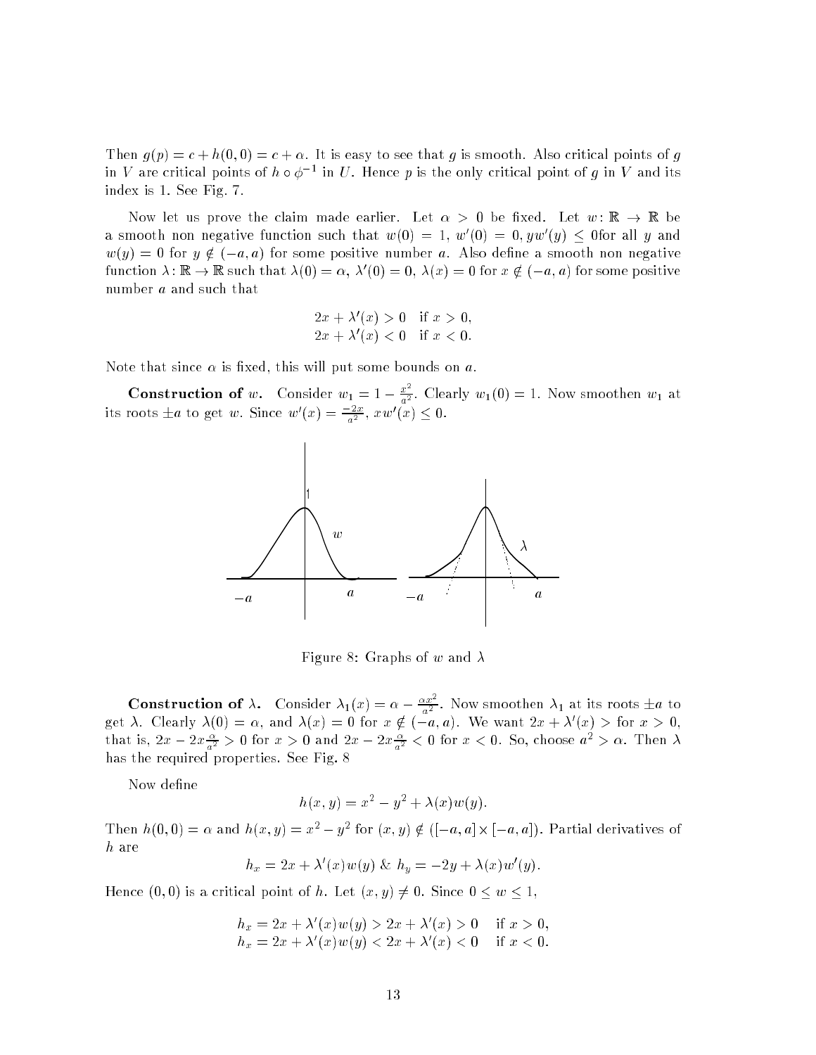Then $g(p) = c + h(0,0) = c + \alpha$. It is easy to see that $g$ is smooth. Also critical points of $g$ in $V$ are critical points of $h \circ \phi^{-1}$ in $U$. Hence $p$ is the only critical point of $g$ in $V$ and its index is 1. See Fig. 7.

Now let us prove the claim made earlier. Let $\alpha > 0$ be fixed. Let $w\colon \mathbb{R} \to \mathbb{R}$ be a smooth non negative function such that $w(0) = 1$, $w'(0) = 0, yw'(y) \leq 0$for all $y$ and $w(y) = 0$ for $y \notin (-a, a)$ for some positive number $a$. Also define a smooth non negative function $\lambda\colon \mathbb{R} \to \mathbb{R}$ such that $\lambda(0) = \alpha$, $\lambda'(0) = 0$, $\lambda(x) = 0$ for $x \notin (-a, a)$ for some positive number $a$ and such that

$$2x + \lambda'(x) > 0 \quad \text{if } x > 0,$$
$$2x + \lambda'(x) < 0 \quad \text{if } x < 0.$$

Note that since $\alpha$ is fixed, this will put some bounds on $a$.

**Construction of $w$.** Consider $w_1 = 1 - \frac{x^2}{a^2}$. Clearly $w_1(0) = 1$. Now smoothen $w_1$ at its roots $\pm a$ to get $w$. Since $w'(x) = \frac{-2x}{a^2}$, $xw'(x) \leq 0$.

Figure 8: Graphs of $w$ and $\lambda$

**Construction of $\lambda$.** Consider $\lambda_1(x) = \alpha - \frac{\alpha x^2}{a^2}$. Now smoothen $\lambda_1$ at its roots $\pm a$ to get $\lambda$. Clearly $\lambda(0) = \alpha$, and $\lambda(x) = 0$ for $x \notin (-a, a)$. We want $2x + \lambda'(x) >$ for $x > 0$, that is, $2x - 2x\frac{\alpha}{a^2} > 0$ for $x > 0$ and $2x - 2x\frac{\alpha}{a^2} < 0$ for $x < 0$. So, choose $a^2 > \alpha$. Then $\lambda$ has the required properties. See Fig. 8

Now define

$$h(x, y) = x^2 - y^2 + \lambda(x)w(y).$$

Then $h(0,0) = \alpha$ and $h(x, y) = x^2 - y^2$ for $(x, y) \notin ([-a, a] \times [-a, a])$. Partial derivatives of $h$ are

$$h_x = 2x + \lambda'(x)w(y) \;\&\; h_y = -2y + \lambda(x)w'(y).$$

Hence $(0,0)$ is a critical point of $h$. Let $(x, y) \neq 0$. Since $0 \leq w \leq 1$,

$$h_x = 2x + \lambda'(x)w(y) > 2x + \lambda'(x) > 0 \quad \text{if } x > 0,$$
$$h_x = 2x + \lambda'(x)w(y) < 2x + \lambda'(x) < 0 \quad \text{if } x < 0.$$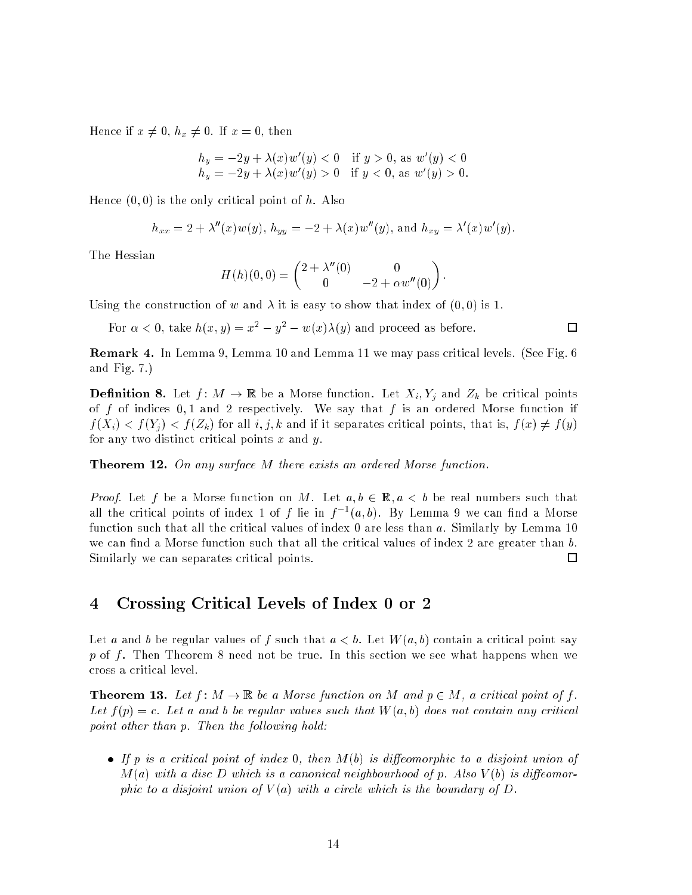Hence if $x \neq 0$, $h_x \neq 0$. If $x = 0$, then

$$h_y = -2y + \lambda(x)w'(y) < 0 \quad \text{if } y > 0, \text{ as } w'(y) < 0$$
$$h_y = -2y + \lambda(x)w'(y) > 0 \quad \text{if } y < 0, \text{ as } w'(y) > 0.$$

Hence $(0,0)$ is the only critical point of $h$. Also

$$h_{xx} = 2 + \lambda''(x)w(y),\ h_{yy} = -2 + \lambda(x)w''(y), \text{ and } h_{xy} = \lambda'(x)w'(y).$$

The Hessian

$$H(h)(0,0) = \begin{pmatrix} 2 + \lambda''(0) & 0 \\ 0 & -2 + \alpha w''(0) \end{pmatrix}.$$

Using the construction of $w$ and $\lambda$ it is easy to show that index of $(0,0)$ is 1.

For $\alpha < 0$, take $h(x,y) = x^2 - y^2 - w(x)\lambda(y)$ and proceed as before. □

**Remark 4.** In Lemma 9, Lemma 10 and Lemma 11 we may pass critical levels. (See Fig. 6 and Fig. 7.)

**Definition 8.** Let $f\colon M \to \mathbb{R}$ be a Morse function. Let $X_i, Y_j$ and $Z_k$ be critical points of $f$ of indices $0, 1$ and $2$ respectively. We say that $f$ is an ordered Morse function if $f(X_i) < f(Y_j) < f(Z_k)$ for all $i, j, k$ and if it separates critical points, that is, $f(x) \neq f(y)$ for any two distinct critical points $x$ and $y$.

**Theorem 12.** *On any surface $M$ there exists an ordered Morse function.*

*Proof.* Let $f$ be a Morse function on $M$. Let $a, b \in \mathbb{R}, a < b$ be real numbers such that all the critical points of index 1 of $f$ lie in $f^{-1}(a,b)$. By Lemma 9 we can find a Morse function such that all the critical values of index 0 are less than $a$. Similarly by Lemma 10 we can find a Morse function such that all the critical values of index 2 are greater than $b$. Similarly we can separates critical points. □

## 4 Crossing Critical Levels of Index 0 or 2

Let $a$ and $b$ be regular values of $f$ such that $a < b$. Let $W(a,b)$ contain a critical point say $p$ of $f$. Then Theorem 8 need not be true. In this section we see what happens when we cross a critical level.

**Theorem 13.** *Let $f\colon M \to \mathbb{R}$ be a Morse function on $M$ and $p \in M$, a critical point of $f$. Let $f(p) = c$. Let $a$ and $b$ be regular values such that $W(a,b)$ does not contain any critical point other than $p$. Then the following hold:*

- *If $p$ is a critical point of index 0, then $M(b)$ is diffeomorphic to a disjoint union of $M(a)$ with a disc $D$ which is a canonical neighbourhood of $p$. Also $V(b)$ is diffeomorphic to a disjoint union of $V(a)$ with a circle which is the boundary of $D$.*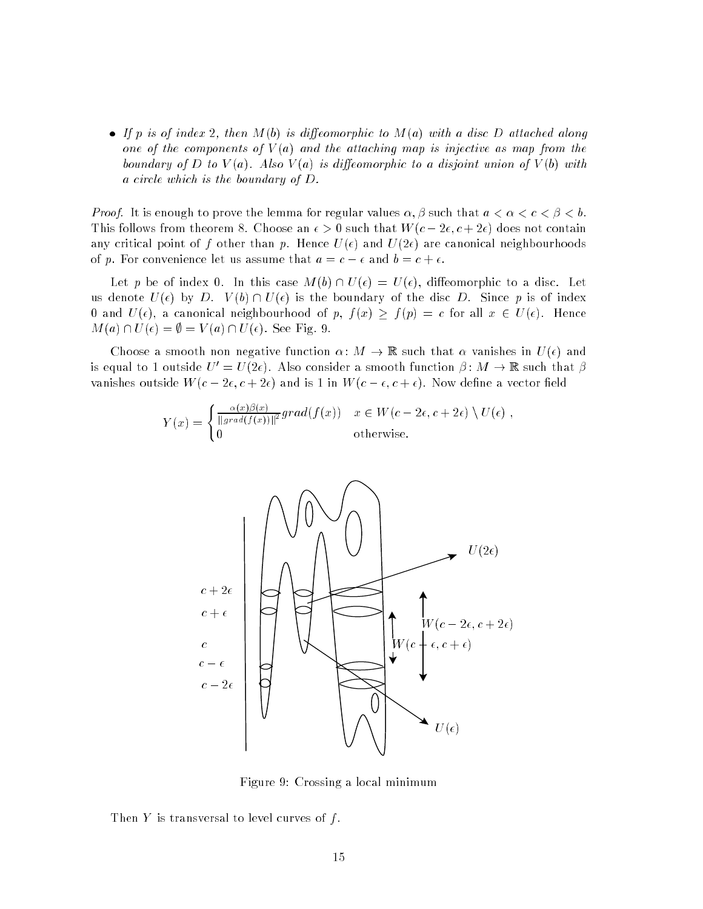- *If $p$ is of index 2, then $M(b)$ is diffeomorphic to $M(a)$ with a disc $D$ attached along one of the components of $V(a)$ and the attaching map is injective as map from the boundary of $D$ to $V(a)$. Also $V(a)$ is diffeomorphic to a disjoint union of $V(b)$ with a circle which is the boundary of $D$.*

*Proof.* It is enough to prove the lemma for regular values $\alpha, \beta$ such that $a < \alpha < c < \beta < b$. This follows from theorem 8. Choose an $\epsilon > 0$ such that $W(c-2\epsilon, c+2\epsilon)$ does not contain any critical point of $f$ other than $p$. Hence $U(\epsilon)$ and $U(2\epsilon)$ are canonical neighbourhoods of $p$. For convenience let us assume that $a = c - \epsilon$ and $b = c + \epsilon$.

Let $p$ be of index 0. In this case $M(b) \cap U(\epsilon) = U(\epsilon)$, diffeomorphic to a disc. Let us denote $U(\epsilon)$ by $D$. $V(b) \cap U(\epsilon)$ is the boundary of the disc $D$. Since $p$ is of index 0 and $U(\epsilon)$, a canonical neighbourhood of $p$, $f(x) \geq f(p) = c$ for all $x \in U(\epsilon)$. Hence $M(a) \cap U(\epsilon) = \emptyset = V(a) \cap U(\epsilon)$. See Fig. 9.

Choose a smooth non negative function $\alpha \colon M \to \mathbb{R}$ such that $\alpha$ vanishes in $U(\epsilon)$ and is equal to 1 outside $U' = U(2\epsilon)$. Also consider a smooth function $\beta \colon M \to \mathbb{R}$ such that $\beta$ vanishes outside $W(c-2\epsilon, c+2\epsilon)$ and is 1 in $W(c-\epsilon, c+\epsilon)$. Now define a vector field

$$
Y(x) = \begin{cases} \frac{\alpha(x)\beta(x)}{\|grad(f(x))\|^2} grad(f(x)) & x \in W(c-2\epsilon, c+2\epsilon) \setminus U(\epsilon) \ , \\ 0 & \text{otherwise.} \end{cases}
$$

Figure 9: Crossing a local minimum

Then $Y$ is transversal to level curves of $f$.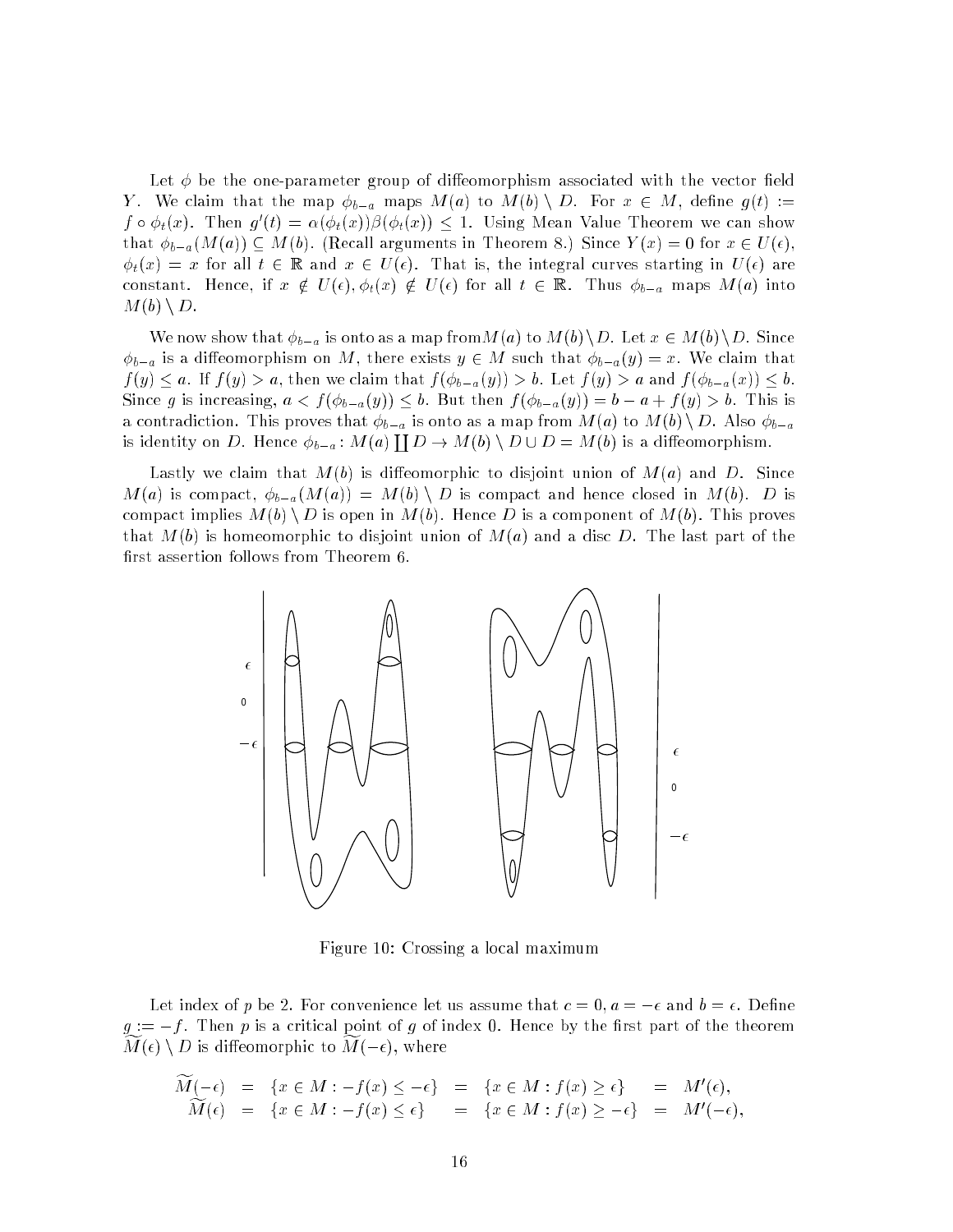Let $\phi$ be the one-parameter group of diffeomorphism associated with the vector field $Y$. We claim that the map $\phi_{b-a}$ maps $M(a)$ to $M(b) \setminus D$. For $x \in M$, define $g(t) := f \circ \phi_t(x)$. Then $g'(t) = \alpha(\phi_t(x))\beta(\phi_t(x)) \leq 1$. Using Mean Value Theorem we can show that $\phi_{b-a}(M(a)) \subseteq M(b)$. (Recall arguments in Theorem 8.) Since $Y(x) = 0$ for $x \in U(\epsilon)$, $\phi_t(x) = x$ for all $t \in \mathbb{R}$ and $x \in U(\epsilon)$. That is, the integral curves starting in $U(\epsilon)$ are constant. Hence, if $x \notin U(\epsilon), \phi_t(x) \notin U(\epsilon)$ for all $t \in \mathbb{R}$. Thus $\phi_{b-a}$ maps $M(a)$ into $M(b) \setminus D$.

We now show that $\phi_{b-a}$ is onto as a map from$M(a)$ to $M(b) \setminus D$. Let $x \in M(b) \setminus D$. Since $\phi_{b-a}$ is a diffeomorphism on $M$, there exists $y \in M$ such that $\phi_{b-a}(y) = x$. We claim that $f(y) \leq a$. If $f(y) > a$, then we claim that $f(\phi_{b-a}(y)) > b$. Let $f(y) > a$ and $f(\phi_{b-a}(x)) \leq b$. Since $g$ is increasing, $a < f(\phi_{b-a}(y)) \leq b$. But then $f(\phi_{b-a}(y)) = b - a + f(y) > b$. This is a contradiction. This proves that $\phi_{b-a}$ is onto as a map from $M(a)$ to $M(b) \setminus D$. Also $\phi_{b-a}$ is identity on $D$. Hence $\phi_{b-a} \colon M(a) \coprod D \to M(b) \setminus D \cup D = M(b)$ is a diffeomorphism.

Lastly we claim that $M(b)$ is diffeomorphic to disjoint union of $M(a)$ and $D$. Since $M(a)$ is compact, $\phi_{b-a}(M(a)) = M(b) \setminus D$ is compact and hence closed in $M(b)$. $D$ is compact implies $M(b) \setminus D$ is open in $M(b)$. Hence $D$ is a component of $M(b)$. This proves that $M(b)$ is homeomorphic to disjoint union of $M(a)$ and a disc $D$. The last part of the first assertion follows from Theorem 6.

Figure 10: Crossing a local maximum

Let index of $p$ be 2. For convenience let us assume that $c = 0, a = -\epsilon$ and $b = \epsilon$. Define $g := -f$. Then $p$ is a critical point of $g$ of index 0. Hence by the first part of the theorem $\widetilde{M}(\epsilon) \setminus D$ is diffeomorphic to $\widetilde{M}(-\epsilon)$, where

$$
\begin{aligned}
\widetilde{M}(-\epsilon) &= \{x \in M : -f(x) \leq -\epsilon\} &= \{x \in M : f(x) \geq \epsilon\} &= M'(\epsilon), \\
\widetilde{M}(\epsilon) &= \{x \in M : -f(x) \leq \epsilon\} &= \{x \in M : f(x) \geq -\epsilon\} &= M'(-\epsilon),
\end{aligned}
$$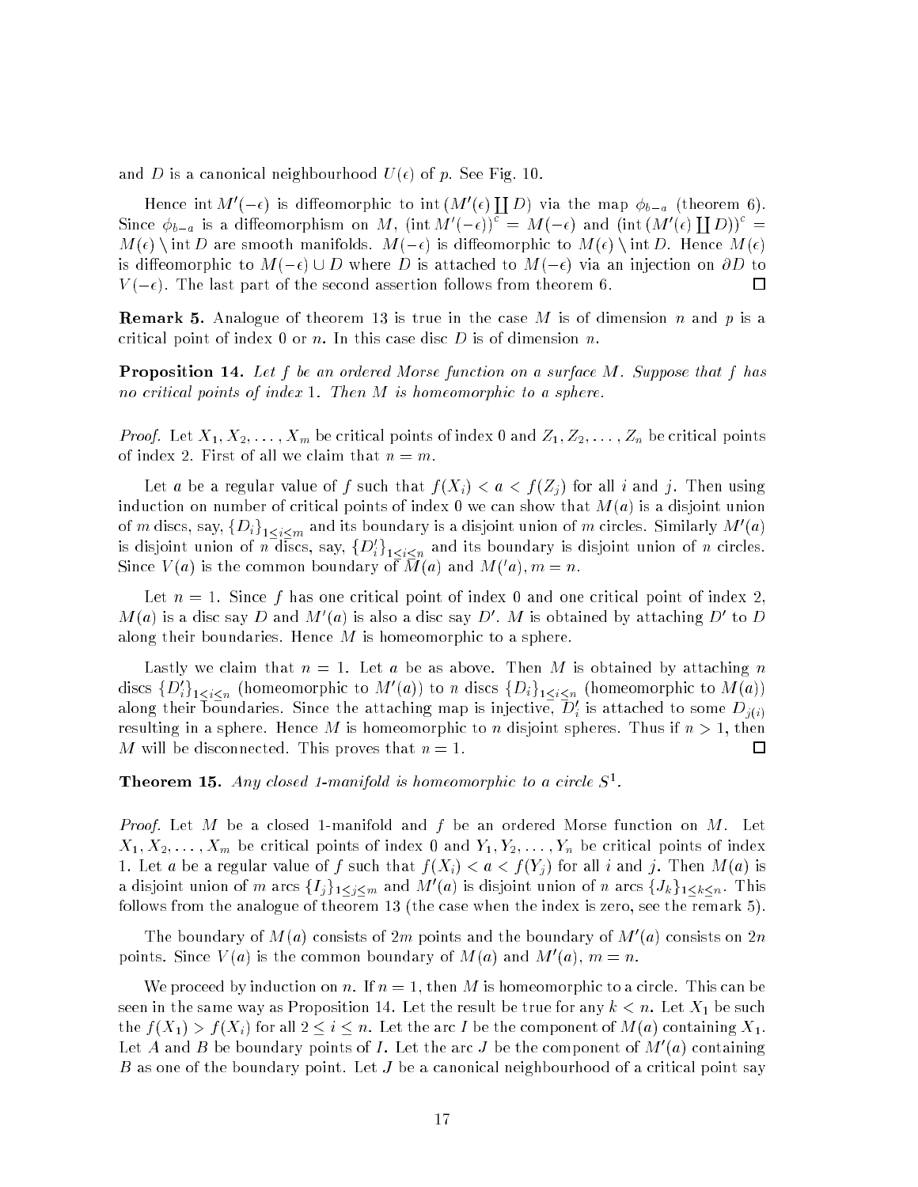and $D$ is a canonical neighbourhood $U(\epsilon)$ of $p$. See Fig. 10.

Hence $\text{int}\, M'(-\epsilon)$ is diffeomorphic to $\text{int}\,(M'(\epsilon) \coprod D)$ via the map $\phi_{b-a}$ (theorem 6). Since $\phi_{b-a}$ is a diffeomorphism on $M$, $(\text{int}\, M'(-\epsilon))^c = M(-\epsilon)$ and $(\text{int}\,(M'(\epsilon) \coprod D))^c = M(\epsilon) \setminus \text{int}\, D$ are smooth manifolds. $M(-\epsilon)$ is diffeomorphic to $M(\epsilon) \setminus \text{int}\, D$. Hence $M(\epsilon)$ is diffeomorphic to $M(-\epsilon) \cup D$ where $D$ is attached to $M(-\epsilon)$ via an injection on $\partial D$ to $V(-\epsilon)$. The last part of the second assertion follows from theorem 6. $\square$

**Remark 5.** Analogue of theorem 13 is true in the case $M$ is of dimension $n$ and $p$ is a critical point of index 0 or $n$. In this case disc $D$ is of dimension $n$.

**Proposition 14.** *Let $f$ be an ordered Morse function on a surface $M$. Suppose that $f$ has no critical points of index 1. Then $M$ is homeomorphic to a sphere.*

*Proof.* Let $X_1, X_2, \ldots, X_m$ be critical points of index 0 and $Z_1, Z_2, \ldots, Z_n$ be critical points of index 2. First of all we claim that $n = m$.

Let $a$ be a regular value of $f$ such that $f(X_i) < a < f(Z_j)$ for all $i$ and $j$. Then using induction on number of critical points of index 0 we can show that $M(a)$ is a disjoint union of $m$ discs, say, $\{D_i\}_{1 \leq i \leq m}$ and its boundary is a disjoint union of $m$ circles. Similarly $M'(a)$ is disjoint union of $n$ discs, say, $\{D'_i\}_{1 \leq i \leq n}$ and its boundary is disjoint union of $n$ circles. Since $V(a)$ is the common boundary of $M(a)$ and $M('a)$, $m = n$.

Let $n = 1$. Since $f$ has one critical point of index 0 and one critical point of index 2, $M(a)$ is a disc say $D$ and $M'(a)$ is also a disc say $D'$. $M$ is obtained by attaching $D'$ to $D$ along their boundaries. Hence $M$ is homeomorphic to a sphere.

Lastly we claim that $n = 1$. Let $a$ be as above. Then $M$ is obtained by attaching $n$ discs $\{D'_i\}_{1 \leq i \leq n}$ (homeomorphic to $M'(a)$) to $n$ discs $\{D_i\}_{1 \leq i \leq n}$ (homeomorphic to $M(a)$) along their boundaries. Since the attaching map is injective, $D'_i$ is attached to some $D_{j(i)}$ resulting in a sphere. Hence $M$ is homeomorphic to $n$ disjoint spheres. Thus if $n > 1$, then $M$ will be disconnected. This proves that $n = 1$. $\square$

**Theorem 15.** *Any closed 1-manifold is homeomorphic to a circle $S^1$.*

*Proof.* Let $M$ be a closed 1-manifold and $f$ be an ordered Morse function on $M$. Let $X_1, X_2, \ldots, X_m$ be critical points of index 0 and $Y_1, Y_2, \ldots, Y_n$ be critical points of index 1. Let $a$ be a regular value of $f$ such that $f(X_i) < a < f(Y_j)$ for all $i$ and $j$. Then $M(a)$ is a disjoint union of $m$ arcs $\{I_j\}_{1 \leq j \leq m}$ and $M'(a)$ is disjoint union of $n$ arcs $\{J_k\}_{1 \leq k \leq n}$. This follows from the analogue of theorem 13 (the case when the index is zero, see the remark 5).

The boundary of $M(a)$ consists of $2m$ points and the boundary of $M'(a)$ consists on $2n$ points. Since $V(a)$ is the common boundary of $M(a)$ and $M'(a)$, $m = n$.

We proceed by induction on $n$. If $n = 1$, then $M$ is homeomorphic to a circle. This can be seen in the same way as Proposition 14. Let the result be true for any $k < n$. Let $X_1$ be such the $f(X_1) > f(X_i)$ for all $2 \leq i \leq n$. Let the arc $I$ be the component of $M(a)$ containing $X_1$. Let $A$ and $B$ be boundary points of $I$. Let the arc $J$ be the component of $M'(a)$ containing $B$ as one of the boundary point. Let $J$ be a canonical neighbourhood of a critical point say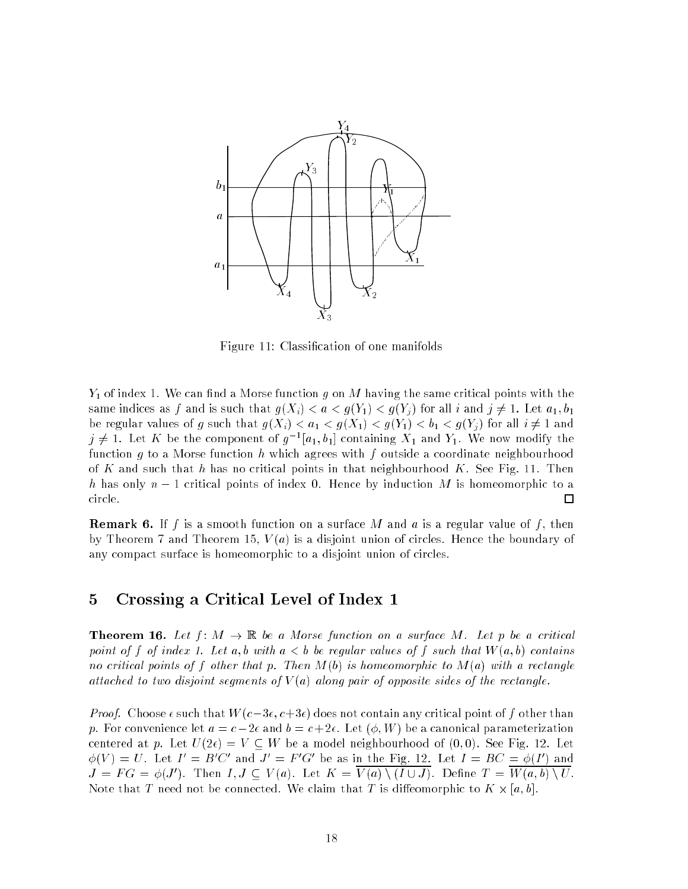Figure 11: Classification of one manifolds

$Y_1$ of index 1. We can find a Morse function $g$ on $M$ having the same critical points with the same indices as $f$ and is such that $g(X_i) < a < g(Y_1) < g(Y_j)$ for all $i$ and $j \neq 1$. Let $a_1, b_1$ be regular values of $g$ such that $g(X_i) < a_1 < g(X_1) < g(Y_1) < b_1 < g(Y_j)$ for all $i \neq 1$ and $j \neq 1$. Let $K$ be the component of $g^{-1}[a_1, b_1]$ containing $X_1$ and $Y_1$. We now modify the function $g$ to a Morse function $h$ which agrees with $f$ outside a coordinate neighbourhood of $K$ and such that $h$ has no critical points in that neighbourhood $K$. See Fig. 11. Then $h$ has only $n-1$ critical points of index 0. Hence by induction $M$ is homeomorphic to a circle. □

**Remark 6.** If $f$ is a smooth function on a surface $M$ and $a$ is a regular value of $f$, then by Theorem 7 and Theorem 15, $V(a)$ is a disjoint union of circles. Hence the boundary of any compact surface is homeomorphic to a disjoint union of circles.

## 5 Crossing a Critical Level of Index 1

**Theorem 16.** *Let $f \colon M \to \mathbb{R}$ be a Morse function on a surface $M$. Let $p$ be a critical point of $f$ of index 1. Let $a, b$ with $a < b$ be regular values of $f$ such that $W(a, b)$ contains no critical points of $f$ other that $p$. Then $M(b)$ is homeomorphic to $M(a)$ with a rectangle attached to two disjoint segments of $V(a)$ along pair of opposite sides of the rectangle.*

*Proof.* Choose $\epsilon$ such that $W(c-3\epsilon, c+3\epsilon)$ does not contain any critical point of $f$ other than $p$. For convenience let $a = c-2\epsilon$ and $b = c+2\epsilon$. Let $(\phi, W)$ be a canonical parameterization centered at $p$. Let $U(2\epsilon) = V \subseteq W$ be a model neighbourhood of $(0, 0)$. See Fig. 12. Let $\phi(V) = U$. Let $I' = B'C'$ and $J' = F'G'$ be as in the Fig. 12. Let $I = BC = \overline{\phi(I')}$ and $J = FG = \phi(J')$. Then $I, J \subseteq V(a)$. Let $K = \overline{V(a) \setminus (I \cup J)}$. Define $T = \overline{W(a,b) \setminus U}$. Note that $T$ need not be connected. We claim that $T$ is diffeomorphic to $K \times [a, b]$.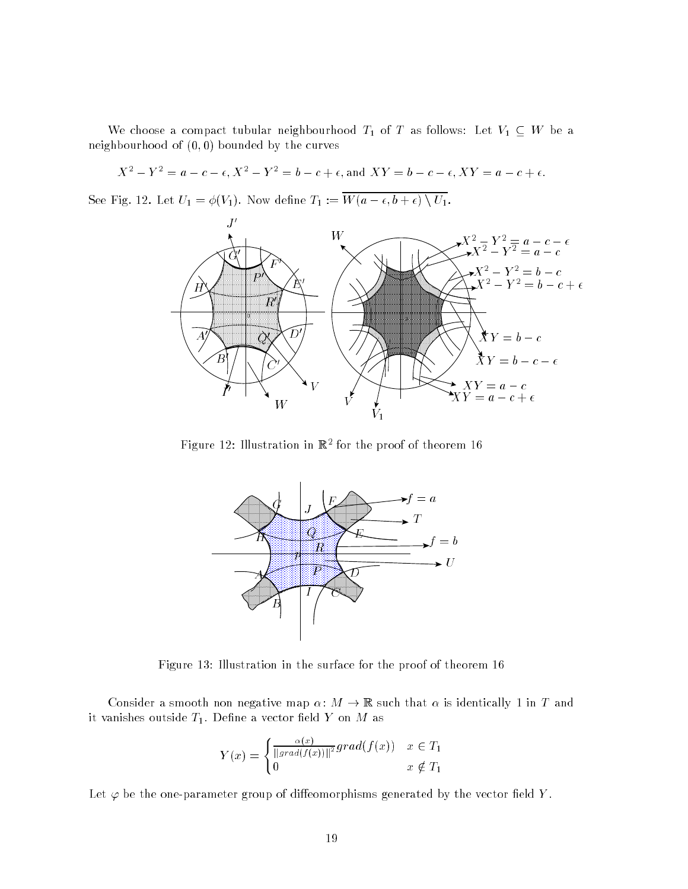We choose a compact tubular neighbourhood $T_1$ of $T$ as follows: Let $V_1 \subseteq W$ be a neighbourhood of $(0,0)$ bounded by the curves

$$X^2 - Y^2 = a - c - \epsilon, X^2 - Y^2 = b - c + \epsilon, \text{and } XY = b - c - \epsilon, XY = a - c + \epsilon.$$

See Fig. 12. Let $U_1 = \phi(V_1)$. Now define $T_1 := \overline{W(a - \epsilon, b + \epsilon) \setminus U_1}$.

Figure 12: Illustration in $\mathbb{R}^2$ for the proof of theorem 16

Figure 13: Illustration in the surface for the proof of theorem 16

Consider a smooth non negative map $\alpha \colon M \to \mathbb{R}$ such that $\alpha$ is identically 1 in $T$ and it vanishes outside $T_1$. Define a vector field $Y$ on $M$ as

$$Y(x) = \begin{cases} \frac{\alpha(x)}{\|grad(f(x))\|^2} grad(f(x)) & x \in T_1 \\ 0 & x \notin T_1 \end{cases}$$

Let $\varphi$ be the one-parameter group of diffeomorphisms generated by the vector field $Y$.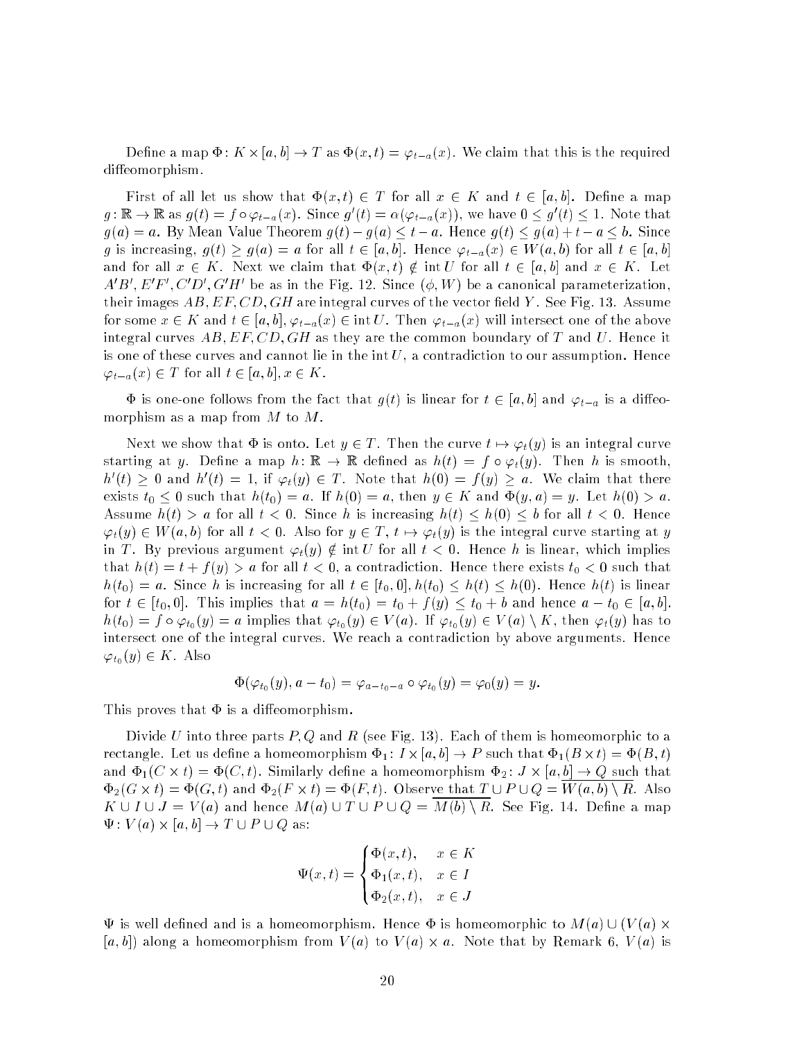Define a map $\Phi\colon K \times [a,b] \to T$ as $\Phi(x,t) = \varphi_{t-a}(x)$. We claim that this is the required diffeomorphism.

First of all let us show that $\Phi(x,t) \in T$ for all $x \in K$ and $t \in [a,b]$. Define a map $g\colon \mathbb{R} \to \mathbb{R}$ as $g(t) = f \circ \varphi_{t-a}(x)$. Since $g'(t) = \alpha(\varphi_{t-a}(x))$, we have $0 \leq g'(t) \leq 1$. Note that $g(a) = a$. By Mean Value Theorem $g(t) - g(a) \leq t - a$. Hence $g(t) \leq g(a) + t - a \leq b$. Since $g$ is increasing, $g(t) \geq g(a) = a$ for all $t \in [a,b]$. Hence $\varphi_{t-a}(x) \in W(a,b)$ for all $t \in [a,b]$ and for all $x \in K$. Next we claim that $\Phi(x,t) \notin \operatorname{int} U$ for all $t \in [a,b]$ and $x \in K$. Let $A'B', E'F', C'D', G'H'$ be as in the Fig. 12. Since $(\phi, W)$ be a canonical parameterization, their images $AB, EF, CD, GH$ are integral curves of the vector field $Y$. See Fig. 13. Assume for some $x \in K$ and $t \in [a,b]$, $\varphi_{t-a}(x) \in \operatorname{int} U$. Then $\varphi_{t-a}(x)$ will intersect one of the above integral curves $AB, EF, CD, GH$ as they are the common boundary of $T$ and $U$. Hence it is one of these curves and cannot lie in the $\operatorname{int} U$, a contradiction to our assumption. Hence $\varphi_{t-a}(x) \in T$ for all $t \in [a,b], x \in K$.

$\Phi$ is one-one follows from the fact that $g(t)$ is linear for $t \in [a,b]$ and $\varphi_{t-a}$ is a diffeomorphism as a map from $M$ to $M$.

Next we show that $\Phi$ is onto. Let $y \in T$. Then the curve $t \mapsto \varphi_t(y)$ is an integral curve starting at $y$. Define a map $h\colon \mathbb{R} \to \mathbb{R}$ defined as $h(t) = f \circ \varphi_t(y)$. Then $h$ is smooth, $h'(t) \geq 0$ and $h'(t) = 1$, if $\varphi_t(y) \in T$. Note that $h(0) = f(y) \geq a$. We claim that there exists $t_0 \leq 0$ such that $h(t_0) = a$. If $h(0) = a$, then $y \in K$ and $\Phi(y,a) = y$. Let $h(0) > a$. Assume $h(t) > a$ for all $t < 0$. Since $h$ is increasing $h(t) \leq h(0) \leq b$ for all $t < 0$. Hence $\varphi_t(y) \in W(a,b)$ for all $t < 0$. Also for $y \in T$, $t \mapsto \varphi_t(y)$ is the integral curve starting at $y$ in $T$. By previous argument $\varphi_t(y) \notin \operatorname{int} U$ for all $t < 0$. Hence $h$ is linear, which implies that $h(t) = t + f(y) > a$ for all $t < 0$, a contradiction. Hence there exists $t_0 < 0$ such that $h(t_0) = a$. Since $h$ is increasing for all $t \in [t_0, 0], h(t_0) \leq h(t) \leq h(0)$. Hence $h(t)$ is linear for $t \in [t_0, 0]$. This implies that $a = h(t_0) = t_0 + f(y) \leq t_0 + b$ and hence $a - t_0 \in [a,b]$. $h(t_0) = f \circ \varphi_{t_0}(y) = a$ implies that $\varphi_{t_0}(y) \in V(a)$. If $\varphi_{t_0}(y) \in V(a) \setminus K$, then $\varphi_t(y)$ has to intersect one of the integral curves. We reach a contradiction by above arguments. Hence $\varphi_{t_0}(y) \in K$. Also

$$\Phi(\varphi_{t_0}(y), a - t_0) = \varphi_{a-t_0-a} \circ \varphi_{t_0}(y) = \varphi_0(y) = y.$$

This proves that $\Phi$ is a diffeomorphism.

Divide $U$ into three parts $P, Q$ and $R$ (see Fig. 13). Each of them is homeomorphic to a rectangle. Let us define a homeomorphism $\Phi_1\colon I \times [a,b] \to P$ such that $\Phi_1(B \times t) = \Phi(B,t)$ and $\Phi_1(C \times t) = \Phi(C,t)$. Similarly define a homeomorphism $\Phi_2\colon J \times [a,b] \to Q$ such that $\Phi_2(G \times t) = \Phi(G,t)$ and $\Phi_2(F \times t) = \Phi(F,t)$. Observe that $T \cup P \cup Q = \overline{W(a,b) \setminus R}$. Also $K \cup I \cup J = V(a)$ and hence $M(a) \cup T \cup P \cup Q = \overline{M(b) \setminus R}$. See Fig. 14. Define a map $\Psi\colon V(a) \times [a,b] \to T \cup P \cup Q$ as:

$$\Psi(x,t) = \begin{cases} \Phi(x,t), & x \in K \\ \Phi_1(x,t), & x \in I \\ \Phi_2(x,t), & x \in J \end{cases}$$

$\Psi$ is well defined and is a homeomorphism. Hence $\Phi$ is homeomorphic to $M(a) \cup (V(a) \times [a,b])$ along a homeomorphism from $V(a)$ to $V(a) \times a$. Note that by Remark 6, $V(a)$ is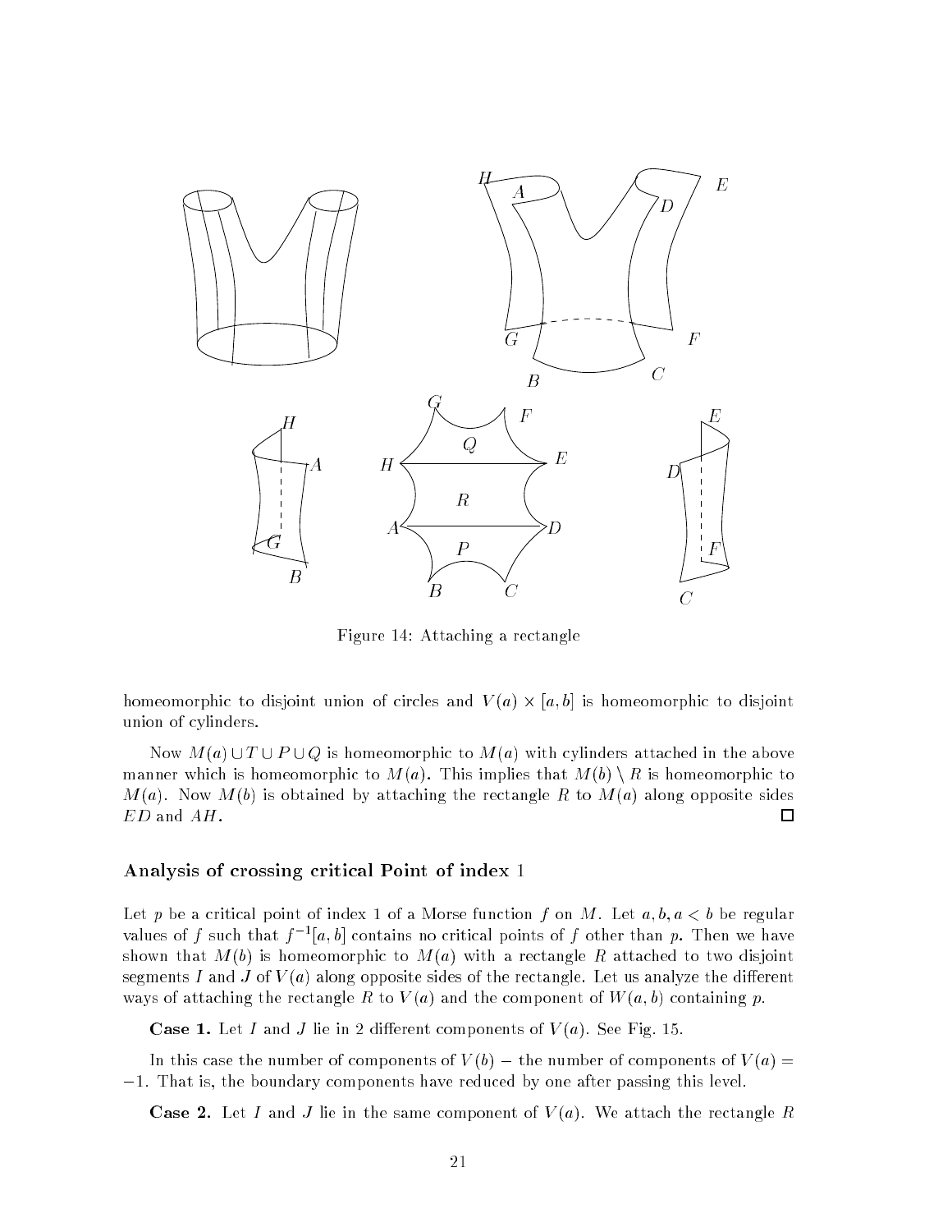Figure 14: Attaching a rectangle

homeomorphic to disjoint union of circles and $V(a) \times [a, b]$ is homeomorphic to disjoint union of cylinders.

Now $M(a) \cup T \cup P \cup Q$ is homeomorphic to $M(a)$ with cylinders attached in the above manner which is homeomorphic to $M(a)$. This implies that $M(b) \setminus R$ is homeomorphic to $M(a)$. Now $M(b)$ is obtained by attaching the rectangle $R$ to $M(a)$ along opposite sides $ED$ and $AH$. □

### Analysis of crossing critical Point of index 1

Let $p$ be a critical point of index 1 of a Morse function $f$ on $M$. Let $a, b, a < b$ be regular values of $f$ such that $f^{-1}[a, b]$ contains no critical points of $f$ other than $p$. Then we have shown that $M(b)$ is homeomorphic to $M(a)$ with a rectangle $R$ attached to two disjoint segments $I$ and $J$ of $V(a)$ along opposite sides of the rectangle. Let us analyze the different ways of attaching the rectangle $R$ to $V(a)$ and the component of $W(a, b)$ containing $p$.

**Case 1.** Let $I$ and $J$ lie in 2 different components of $V(a)$. See Fig. 15.

In this case the number of components of $V(b)$ $-$ the number of components of $V(a) = -1$. That is, the boundary components have reduced by one after passing this level.

**Case 2.** Let $I$ and $J$ lie in the same component of $V(a)$. We attach the rectangle $R$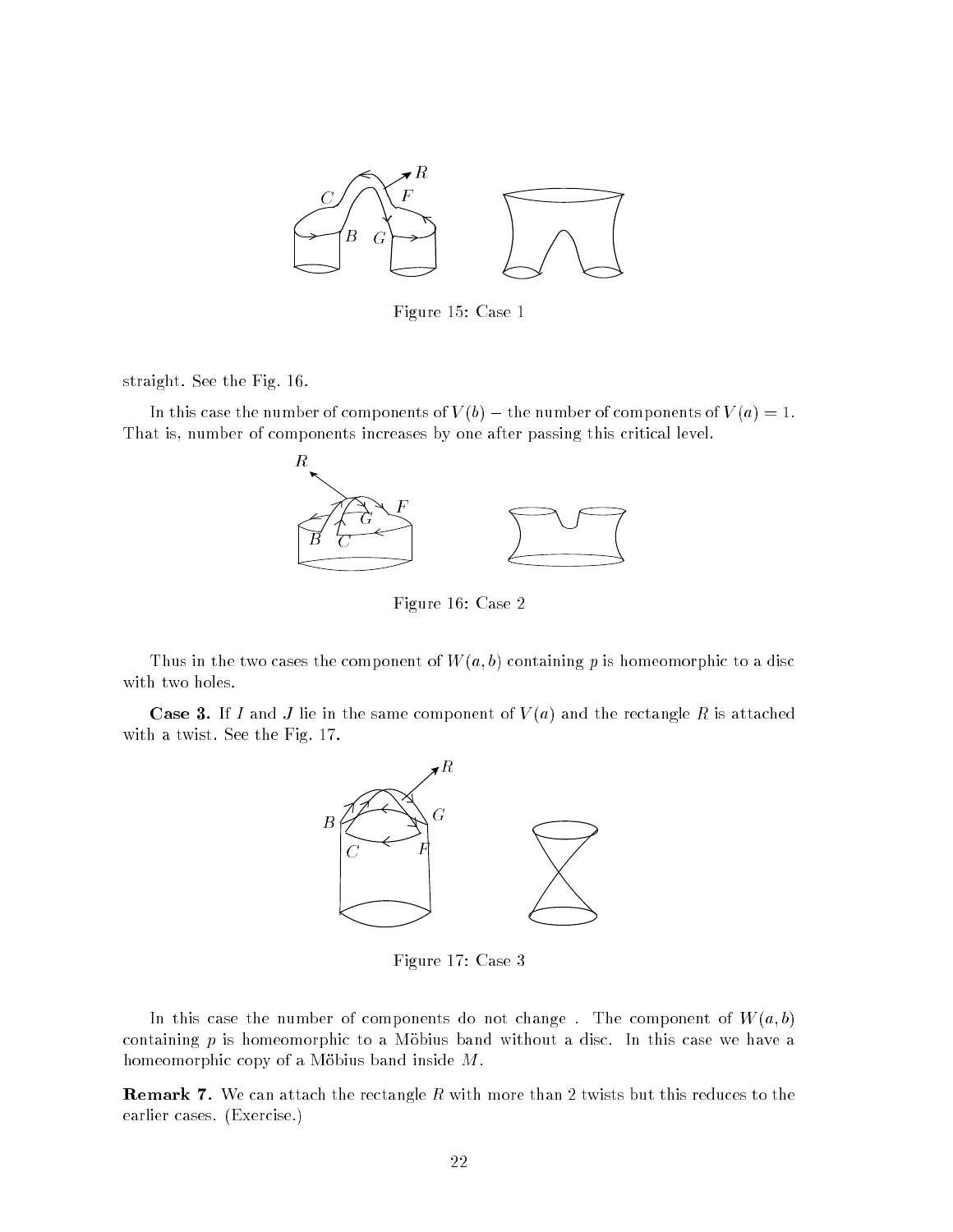Figure 15: Case 1

straight. See the Fig. 16.

In this case the number of components of $V(b)$ $-$ the number of components of $V(a) = 1$. That is, number of components increases by one after passing this critical level.

Figure 16: Case 2

Thus in the two cases the component of $W(a,b)$ containing $p$ is homeomorphic to a disc with two holes.

**Case 3.** If $I$ and $J$ lie in the same component of $V(a)$ and the rectangle $R$ is attached with a twist. See the Fig. 17.

Figure 17: Case 3

In this case the number of components do not change . The component of $W(a,b)$ containing $p$ is homeomorphic to a Möbius band without a disc. In this case we have a homeomorphic copy of a Möbius band inside $M$.

**Remark 7.** We can attach the rectangle $R$ with more than 2 twists but this reduces to the earlier cases. (Exercise.)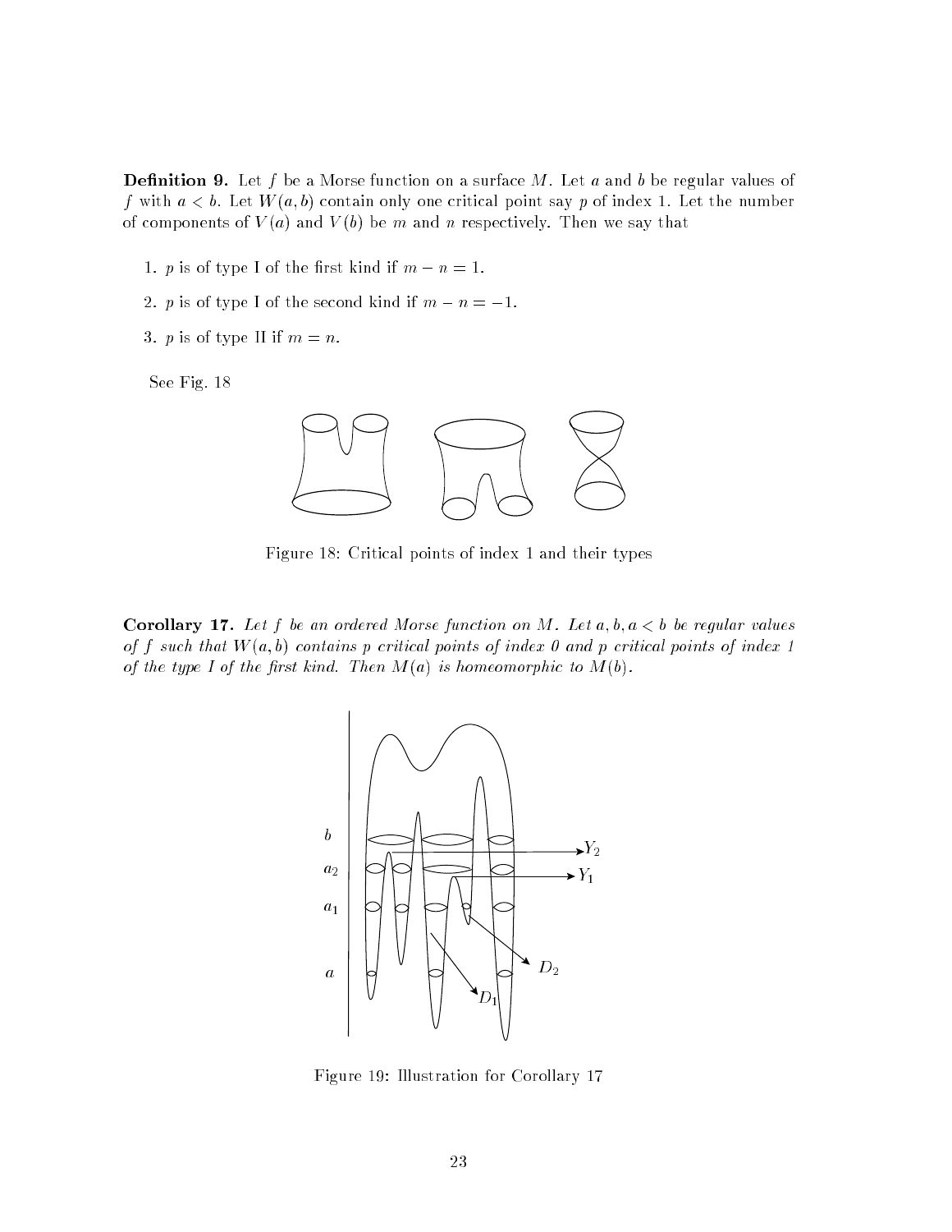**Definition 9.** Let $f$ be a Morse function on a surface $M$. Let $a$ and $b$ be regular values of $f$ with $a < b$. Let $W(a,b)$ contain only one critical point say $p$ of index 1. Let the number of components of $V(a)$ and $V(b)$ be $m$ and $n$ respectively. Then we say that

1. $p$ is of type I of the first kind if $m - n = 1$.
2. $p$ is of type I of the second kind if $m - n = -1$.
3. $p$ is of type II if $m = n$.

See Fig. 18

Figure 18: Critical points of index 1 and their types

**Corollary 17.** *Let $f$ be an ordered Morse function on $M$. Let $a, b, a < b$ be regular values of $f$ such that $W(a,b)$ contains $p$ critical points of index 0 and $p$ critical points of index 1 of the type I of the first kind. Then $M(a)$ is homeomorphic to $M(b)$.*

Figure 19: Illustration for Corollary 17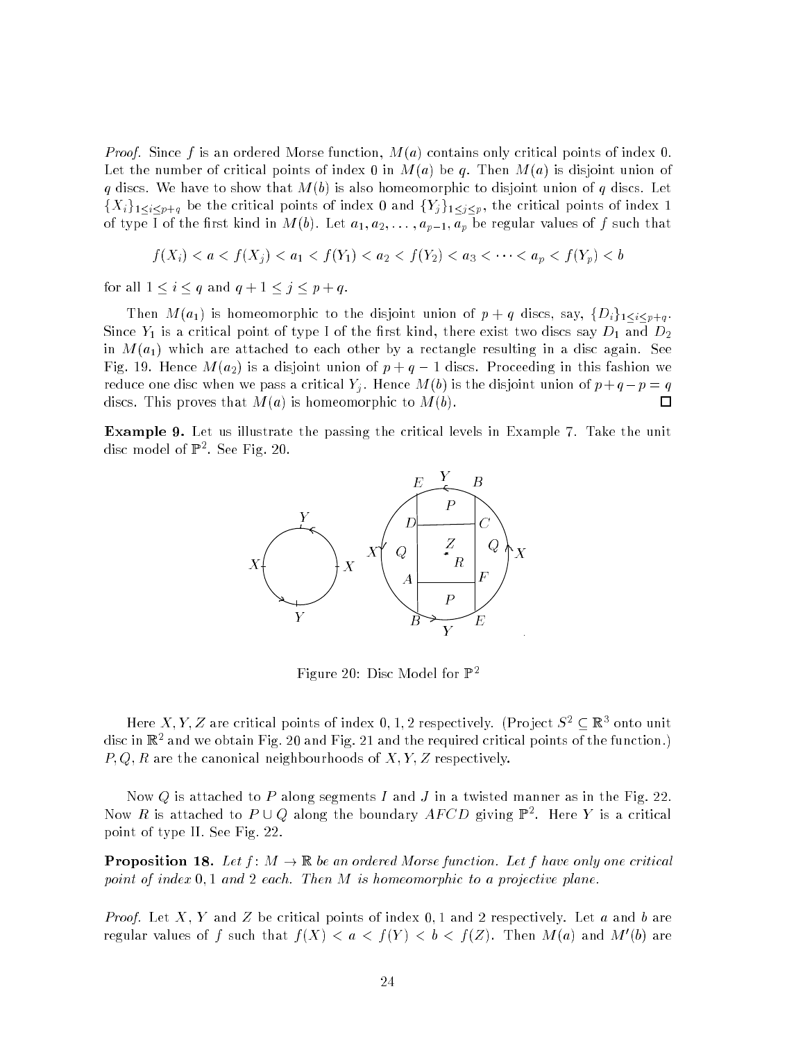*Proof.* Since $f$ is an ordered Morse function, $M(a)$ contains only critical points of index 0. Let the number of critical points of index 0 in $M(a)$ be $q$. Then $M(a)$ is disjoint union of $q$ discs. We have to show that $M(b)$ is also homeomorphic to disjoint union of $q$ discs. Let $\{X_i\}_{1 \leq i \leq p+q}$ be the critical points of index 0 and $\{Y_j\}_{1 \leq j \leq p}$, the critical points of index 1 of type I of the first kind in $M(b)$. Let $a_1, a_2, \ldots, a_{p-1}, a_p$ be regular values of $f$ such that

$$f(X_i) < a < f(X_j) < a_1 < f(Y_1) < a_2 < f(Y_2) < a_3 < \cdots < a_p < f(Y_p) < b$$

for all $1 \leq i \leq q$ and $q+1 \leq j \leq p+q$.

Then $M(a_1)$ is homeomorphic to the disjoint union of $p+q$ discs, say, $\{D_i\}_{1 \leq i \leq p+q}$. Since $Y_1$ is a critical point of type I of the first kind, there exist two discs say $D_1$ and $D_2$ in $M(a_1)$ which are attached to each other by a rectangle resulting in a disc again. See Fig. 19. Hence $M(a_2)$ is a disjoint union of $p+q-1$ discs. Proceeding in this fashion we reduce one disc when we pass a critical $Y_j$. Hence $M(b)$ is the disjoint union of $p+q-p = q$ discs. This proves that $M(a)$ is homeomorphic to $M(b)$. □

**Example 9.** Let us illustrate the passing the critical levels in Example 7. Take the unit disc model of $\mathbb{P}^2$. See Fig. 20.

Figure 20: Disc Model for $\mathbb{P}^2$

Here $X, Y, Z$ are critical points of index 0, 1, 2 respectively. (Project $S^2 \subseteq \mathbb{R}^3$ onto unit disc in $\mathbb{R}^2$ and we obtain Fig. 20 and Fig. 21 and the required critical points of the function.) $P, Q, R$ are the canonical neighbourhoods of $X, Y, Z$ respectively.

Now $Q$ is attached to $P$ along segments $I$ and $J$ in a twisted manner as in the Fig. 22. Now $R$ is attached to $P \cup Q$ along the boundary $AFCD$ giving $\mathbb{P}^2$. Here $Y$ is a critical point of type II. See Fig. 22.

**Proposition 18.** *Let $f \colon M \to \mathbb{R}$ be an ordered Morse function. Let $f$ have only one critical point of index* 0, 1 *and* 2 *each. Then $M$ is homeomorphic to a projective plane.*

*Proof.* Let $X$, $Y$ and $Z$ be critical points of index 0, 1 and 2 respectively. Let $a$ and $b$ are regular values of $f$ such that $f(X) < a < f(Y) < b < f(Z)$. Then $M(a)$ and $M'(b)$ are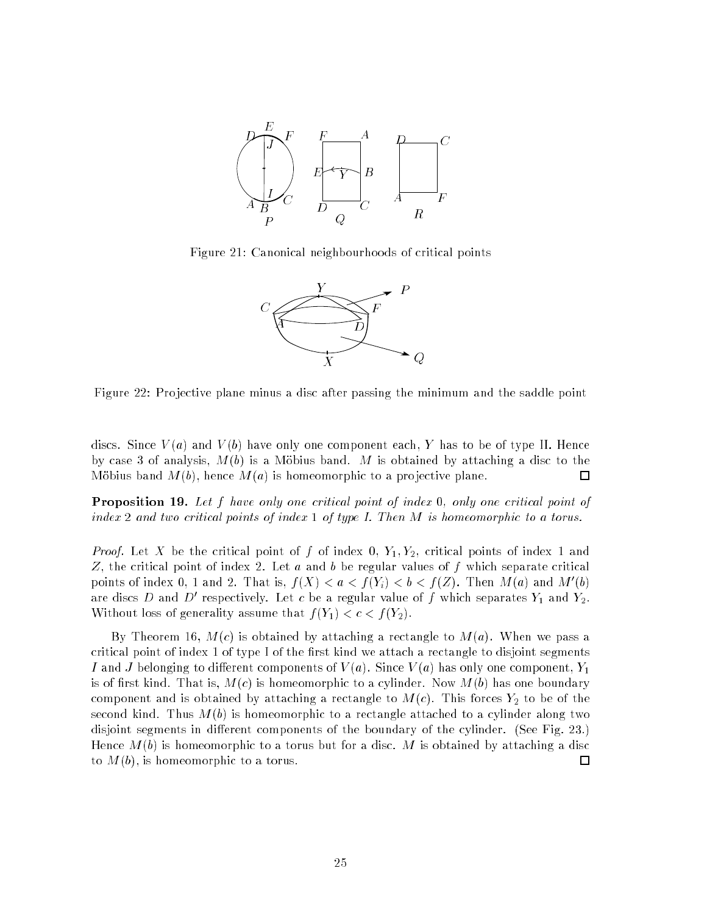Figure 21: Canonical neighbourhoods of critical points

Figure 22: Projective plane minus a disc after passing the minimum and the saddle point

discs. Since $V(a)$ and $V(b)$ have only one component each, $Y$ has to be of type II. Hence by case 3 of analysis, $M(b)$ is a Möbius band. $M$ is obtained by attaching a disc to the Möbius band $M(b)$, hence $M(a)$ is homeomorphic to a projective plane. $\square$

**Proposition 19.** *Let $f$ have only one critical point of index 0, only one critical point of index 2 and two critical points of index 1 of type I. Then $M$ is homeomorphic to a torus.*

*Proof.* Let $X$ be the critical point of $f$ of index 0, $Y_1, Y_2$, critical points of index 1 and $Z$, the critical point of index 2. Let $a$ and $b$ be regular values of $f$ which separate critical points of index 0, 1 and 2. That is, $f(X) < a < f(Y_i) < b < f(Z)$. Then $M(a)$ and $M'(b)$ are discs $D$ and $D'$ respectively. Let $c$ be a regular value of $f$ which separates $Y_1$ and $Y_2$. Without loss of generality assume that $f(Y_1) < c < f(Y_2)$.

By Theorem 16, $M(c)$ is obtained by attaching a rectangle to $M(a)$. When we pass a critical point of index 1 of type I of the first kind we attach a rectangle to disjoint segments $I$ and $J$ belonging to different components of $V(a)$. Since $V(a)$ has only one component, $Y_1$ is of first kind. That is, $M(c)$ is homeomorphic to a cylinder. Now $M(b)$ has one boundary component and is obtained by attaching a rectangle to $M(c)$. This forces $Y_2$ to be of the second kind. Thus $M(b)$ is homeomorphic to a rectangle attached to a cylinder along two disjoint segments in different components of the boundary of the cylinder. (See Fig. 23.) Hence $M(b)$ is homeomorphic to a torus but for a disc. $M$ is obtained by attaching a disc to $M(b)$, is homeomorphic to a torus. $\square$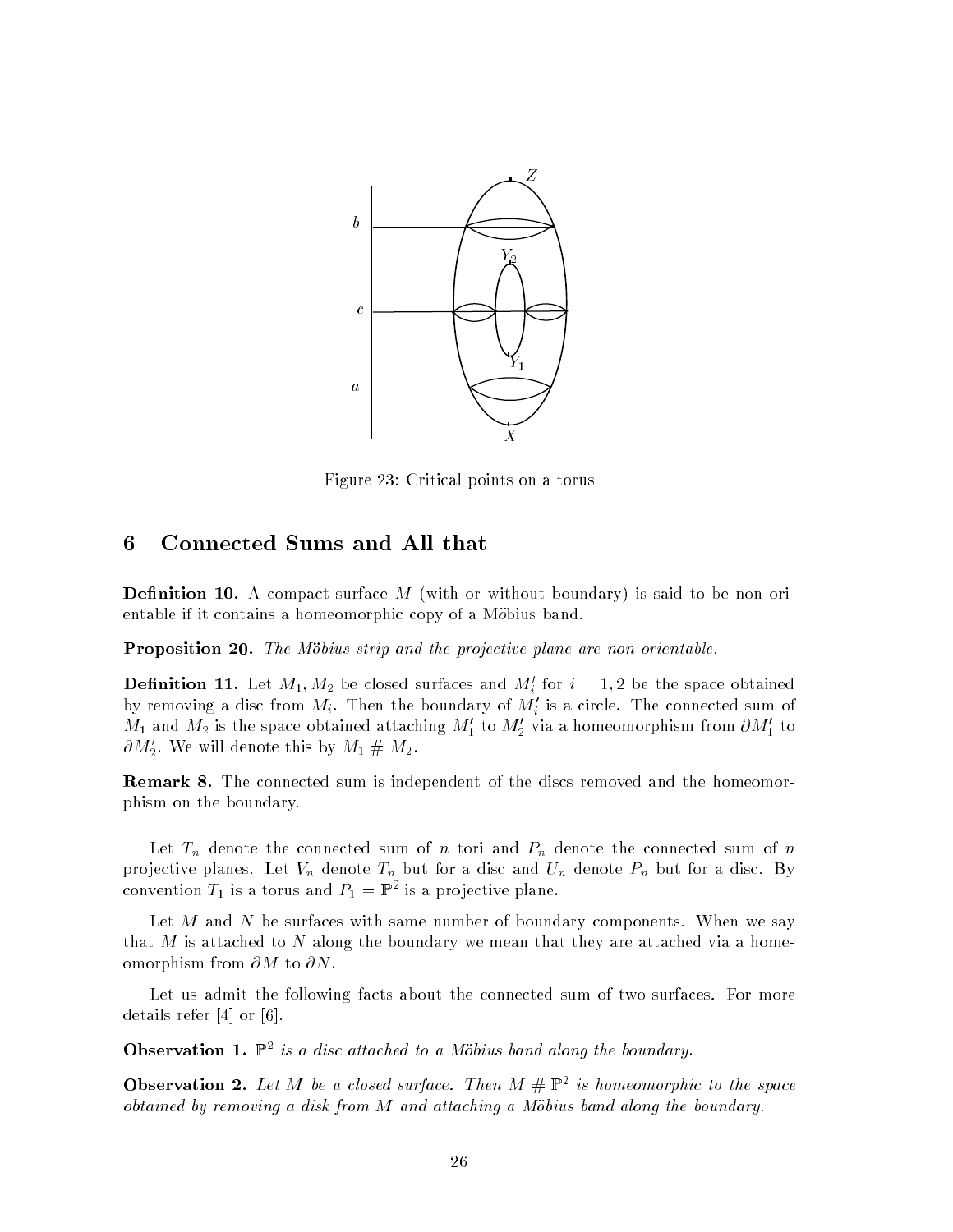Figure 23: Critical points on a torus

## 6 Connected Sums and All that

**Definition 10.** A compact surface $M$ (with or without boundary) is said to be non orientable if it contains a homeomorphic copy of a Möbius band.

**Proposition 20.** *The Möbius strip and the projective plane are non orientable.*

**Definition 11.** Let $M_1, M_2$ be closed surfaces and $M_i'$ for $i = 1, 2$ be the space obtained by removing a disc from $M_i$. Then the boundary of $M_i'$ is a circle. The connected sum of $M_1$ and $M_2$ is the space obtained attaching $M_1'$ to $M_2'$ via a homeomorphism from $\partial M_1'$ to $\partial M_2'$. We will denote this by $M_1 \# M_2$.

**Remark 8.** The connected sum is independent of the discs removed and the homeomorphism on the boundary.

Let $T_n$ denote the connected sum of $n$ tori and $P_n$ denote the connected sum of $n$ projective planes. Let $V_n$ denote $T_n$ but for a disc and $U_n$ denote $P_n$ but for a disc. By convention $T_1$ is a torus and $P_1 = \mathbb{P}^2$ is a projective plane.

Let $M$ and $N$ be surfaces with same number of boundary components. When we say that $M$ is attached to $N$ along the boundary we mean that they are attached via a homeomorphism from $\partial M$ to $\partial N$.

Let us admit the following facts about the connected sum of two surfaces. For more details refer [4] or [6].

**Observation 1.** *$\mathbb{P}^2$ is a disc attached to a Möbius band along the boundary.*

**Observation 2.** *Let $M$ be a closed surface. Then $M \# \mathbb{P}^2$ is homeomorphic to the space obtained by removing a disk from $M$ and attaching a Möbius band along the boundary.*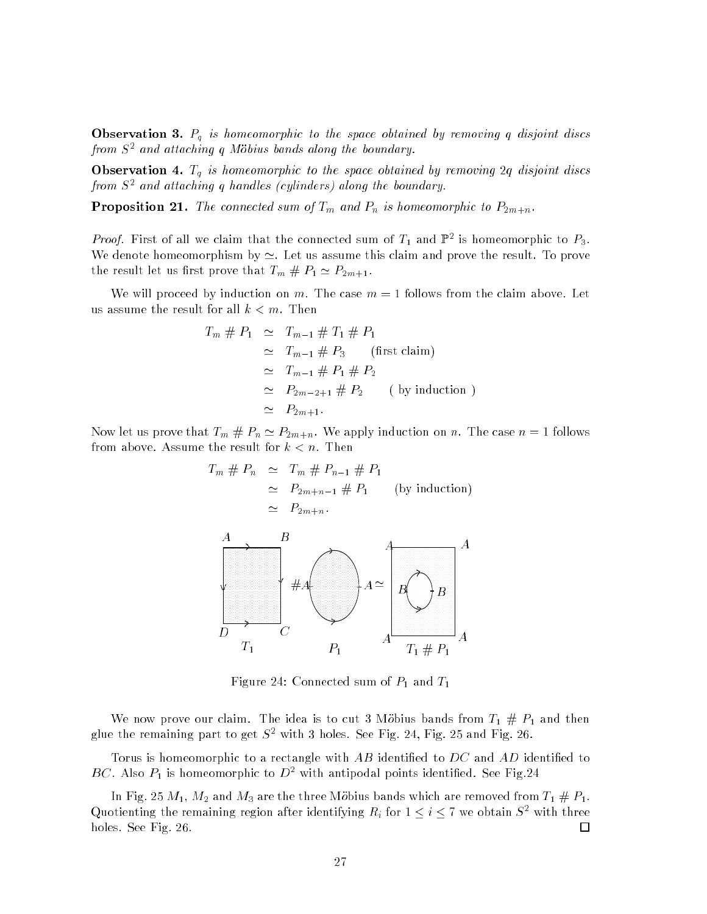**Observation 3.** *$P_q$ is homeomorphic to the space obtained by removing $q$ disjoint discs from $S^2$ and attaching $q$ Möbius bands along the boundary.*

**Observation 4.** *$T_q$ is homeomorphic to the space obtained by removing $2q$ disjoint discs from $S^2$ and attaching $q$ handles (cylinders) along the boundary.*

**Proposition 21.** *The connected sum of $T_m$ and $P_n$ is homeomorphic to $P_{2m+n}$.*

*Proof.* First of all we claim that the connected sum of $T_1$ and $\mathbb{P}^2$ is homeomorphic to $P_3$. We denote homeomorphism by $\simeq$. Let us assume this claim and prove the result. To prove the result let us first prove that $T_m \# P_1 \simeq P_{2m+1}$.

We will proceed by induction on $m$. The case $m = 1$ follows from the claim above. Let us assume the result for all $k < m$. Then

$$
\begin{aligned}
T_m \# P_1 &\simeq T_{m-1} \# T_1 \# P_1 \\
&\simeq T_{m-1} \# P_3 \qquad \text{(first claim)} \\
&\simeq T_{m-1} \# P_1 \# P_2 \\
&\simeq P_{2m-2+1} \# P_2 \qquad \text{( by induction )} \\
&\simeq P_{2m+1}.
\end{aligned}
$$

Now let us prove that $T_m \# P_n \simeq P_{2m+n}$. We apply induction on $n$. The case $n = 1$ follows from above. Assume the result for $k < n$. Then

$$
\begin{aligned}
T_m \# P_n &\simeq T_m \# P_{n-1} \# P_1 \\
&\simeq P_{2m+n-1} \# P_1 \qquad \text{(by induction)} \\
&\simeq P_{2m+n}.
\end{aligned}
$$

Figure 24: Connected sum of $P_1$ and $T_1$

We now prove our claim. The idea is to cut 3 Möbius bands from $T_1 \# P_1$ and then glue the remaining part to get $S^2$ with 3 holes. See Fig. 24, Fig. 25 and Fig. 26.

Torus is homeomorphic to a rectangle with $AB$ identified to $DC$ and $AD$ identified to $BC$. Also $P_1$ is homeomorphic to $D^2$ with antipodal points identified. See Fig.24

In Fig. 25 $M_1$, $M_2$ and $M_3$ are the three Möbius bands which are removed from $T_1 \# P_1$. Quotienting the remaining region after identifying $R_i$ for $1 \leq i \leq 7$ we obtain $S^2$ with three holes. See Fig. 26. □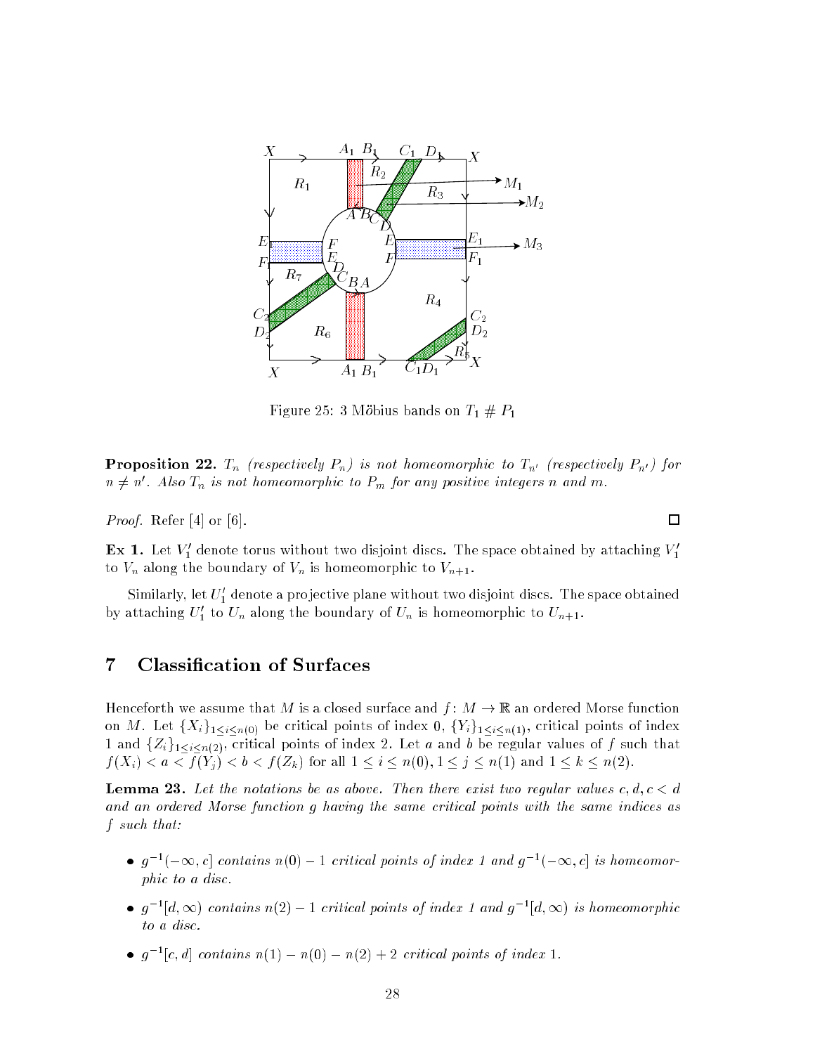Figure 25: 3 Möbius bands on $T_1 \# P_1$

**Proposition 22.** *$T_n$ (respectively $P_n$) is not homeomorphic to $T_{n'}$ (respectively $P_{n'}$) for $n \neq n'$. Also $T_n$ is not homeomorphic to $P_m$ for any positive integers $n$ and $m$.*

*Proof.* Refer [4] or [6]. □

**Ex 1.** Let $V_1'$ denote torus without two disjoint discs. The space obtained by attaching $V_1'$ to $V_n$ along the boundary of $V_n$ is homeomorphic to $V_{n+1}$.

Similarly, let $U_1'$ denote a projective plane without two disjoint discs. The space obtained by attaching $U_1'$ to $U_n$ along the boundary of $U_n$ is homeomorphic to $U_{n+1}$.

## 7 Classification of Surfaces

Henceforth we assume that $M$ is a closed surface and $f \colon M \to \mathbb{R}$ an ordered Morse function on $M$. Let $\{X_i\}_{1 \leq i \leq n(0)}$ be critical points of index 0, $\{Y_i\}_{1 \leq i \leq n(1)}$, critical points of index 1 and $\{Z_i\}_{1 \leq i \leq n(2)}$, critical points of index 2. Let $a$ and $b$ be regular values of $f$ such that $f(X_i) < a < f(Y_j) < b < f(Z_k)$ for all $1 \leq i \leq n(0), 1 \leq j \leq n(1)$ and $1 \leq k \leq n(2)$.

**Lemma 23.** *Let the notations be as above. Then there exist two regular values $c, d, c < d$ and an ordered Morse function $g$ having the same critical points with the same indices as $f$ such that:*

- *$g^{-1}(-\infty, c]$ contains $n(0) - 1$ critical points of index 1 and $g^{-1}(-\infty, c]$ is homeomorphic to a disc.*
- *$g^{-1}[d, \infty)$ contains $n(2) - 1$ critical points of index 1 and $g^{-1}[d, \infty)$ is homeomorphic to a disc.*
- *$g^{-1}[c, d]$ contains $n(1) - n(0) - n(2) + 2$ critical points of index 1.*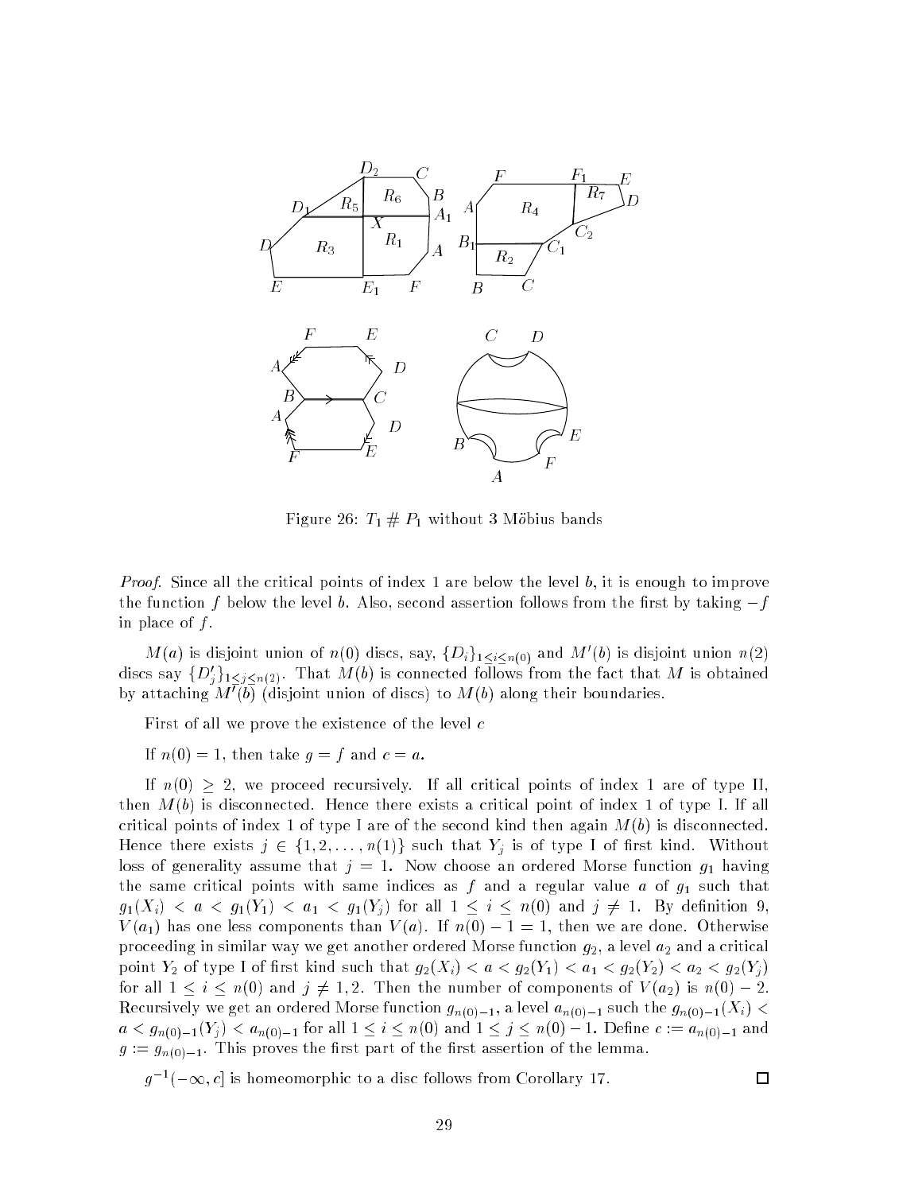Figure 26: $T_1 \# P_1$ without 3 Möbius bands

*Proof.* Since all the critical points of index 1 are below the level $b$, it is enough to improve the function $f$ below the level $b$. Also, second assertion follows from the first by taking $-f$ in place of $f$.

$M(a)$ is disjoint union of $n(0)$ discs, say, $\{D_i\}_{1 \le i \le n(0)}$ and $M'(b)$ is disjoint union $n(2)$ discs say $\{D'_j\}_{1 \le j \le n(2)}$. That $M(b)$ is connected follows from the fact that $M$ is obtained by attaching $M'(b)$ (disjoint union of discs) to $M(b)$ along their boundaries.

First of all we prove the existence of the level $c$

If $n(0) = 1$, then take $g = f$ and $c = a$.

If $n(0) \ge 2$, we proceed recursively. If all critical points of index 1 are of type II, then $M(b)$ is disconnected. Hence there exists a critical point of index 1 of type I. If all critical points of index 1 of type I are of the second kind then again $M(b)$ is disconnected. Hence there exists $j \in \{1, 2, \ldots, n(1)\}$ such that $Y_j$ is of type I of first kind. Without loss of generality assume that $j = 1$. Now choose an ordered Morse function $g_1$ having the same critical points with same indices as $f$ and a regular value $a$ of $g_1$ such that $g_1(X_i) < a < g_1(Y_1) < a_1 < g_1(Y_j)$ for all $1 \le i \le n(0)$ and $j \ne 1$. By definition 9, $V(a_1)$ has one less components than $V(a)$. If $n(0) - 1 = 1$, then we are done. Otherwise proceeding in similar way we get another ordered Morse function $g_2$, a level $a_2$ and a critical point $Y_2$ of type I of first kind such that $g_2(X_i) < a < g_2(Y_1) < a_1 < g_2(Y_2) < a_2 < g_2(Y_j)$ for all $1 \le i \le n(0)$ and $j \ne 1, 2$. Then the number of components of $V(a_2)$ is $n(0) - 2$. Recursively we get an ordered Morse function $g_{n(0)-1}$, a level $a_{n(0)-1}$ such the $g_{n(0)-1}(X_i) < a < g_{n(0)-1}(Y_j) < a_{n(0)-1}$ for all $1 \le i \le n(0)$ and $1 \le j \le n(0) - 1$. Define $c := a_{n(0)-1}$ and $g := g_{n(0)-1}$. This proves the first part of the first assertion of the lemma.

$g^{-1}(-\infty, c]$ is homeomorphic to a disc follows from Corollary 17. $\square$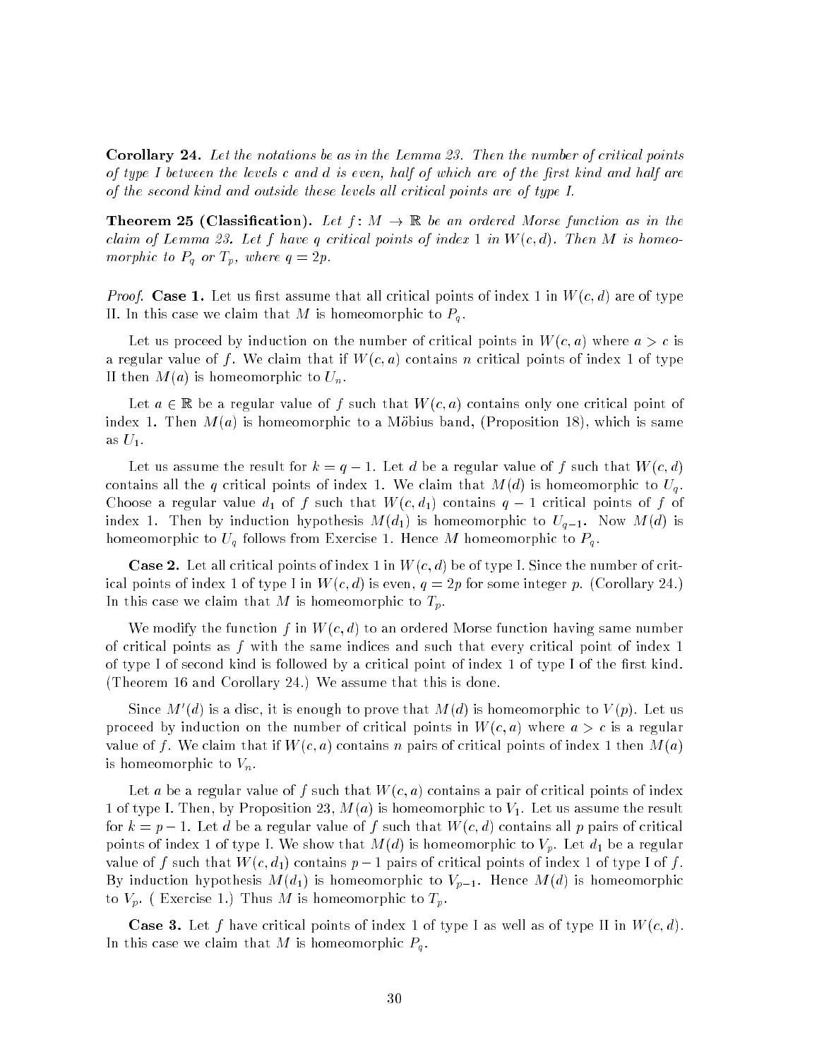**Corollary 24.** *Let the notations be as in the Lemma 23. Then the number of critical points of type I between the levels c and d is even, half of which are of the first kind and half are of the second kind and outside these levels all critical points are of type I.*

**Theorem 25 (Classification).** *Let $f\colon M \to \mathbb{R}$ be an ordered Morse function as in the claim of Lemma 23. Let f have q critical points of index 1 in $W(c,d)$. Then M is homeomorphic to $P_q$ or $T_p$, where $q = 2p$.*

*Proof.* **Case 1.** Let us first assume that all critical points of index 1 in $W(c,d)$ are of type II. In this case we claim that $M$ is homeomorphic to $P_q$.

Let us proceed by induction on the number of critical points in $W(c,a)$ where $a > c$ is a regular value of $f$. We claim that if $W(c,a)$ contains $n$ critical points of index 1 of type II then $M(a)$ is homeomorphic to $U_n$.

Let $a \in \mathbb{R}$ be a regular value of $f$ such that $W(c,a)$ contains only one critical point of index 1. Then $M(a)$ is homeomorphic to a Möbius band, (Proposition 18), which is same as $U_1$.

Let us assume the result for $k = q-1$. Let $d$ be a regular value of $f$ such that $W(c,d)$ contains all the $q$ critical points of index 1. We claim that $M(d)$ is homeomorphic to $U_q$. Choose a regular value $d_1$ of $f$ such that $W(c,d_1)$ contains $q-1$ critical points of $f$ of index 1. Then by induction hypothesis $M(d_1)$ is homeomorphic to $U_{q-1}$. Now $M(d)$ is homeomorphic to $U_q$ follows from Exercise 1. Hence $M$ homeomorphic to $P_q$.

**Case 2.** Let all critical points of index 1 in $W(c,d)$ be of type I. Since the number of critical points of index 1 of type I in $W(c,d)$ is even, $q = 2p$ for some integer $p$. (Corollary 24.) In this case we claim that $M$ is homeomorphic to $T_p$.

We modify the function $f$ in $W(c,d)$ to an ordered Morse function having same number of critical points as $f$ with the same indices and such that every critical point of index 1 of type I of second kind is followed by a critical point of index 1 of type I of the first kind. (Theorem 16 and Corollary 24.) We assume that this is done.

Since $M'(d)$ is a disc, it is enough to prove that $M(d)$ is homeomorphic to $V(p)$. Let us proceed by induction on the number of critical points in $W(c,a)$ where $a > c$ is a regular value of $f$. We claim that if $W(c,a)$ contains $n$ pairs of critical points of index 1 then $M(a)$ is homeomorphic to $V_n$.

Let $a$ be a regular value of $f$ such that $W(c,a)$ contains a pair of critical points of index 1 of type I. Then, by Proposition 23, $M(a)$ is homeomorphic to $V_1$. Let us assume the result for $k = p-1$. Let $d$ be a regular value of $f$ such that $W(c,d)$ contains all $p$ pairs of critical points of index 1 of type I. We show that $M(d)$ is homeomorphic to $V_p$. Let $d_1$ be a regular value of $f$ such that $W(c,d_1)$ contains $p-1$ pairs of critical points of index 1 of type I of $f$. By induction hypothesis $M(d_1)$ is homeomorphic to $V_{p-1}$. Hence $M(d)$ is homeomorphic to $V_p$. ( Exercise 1.) Thus $M$ is homeomorphic to $T_p$.

**Case 3.** Let $f$ have critical points of index 1 of type I as well as of type II in $W(c,d)$. In this case we claim that $M$ is homeomorphic $P_q$.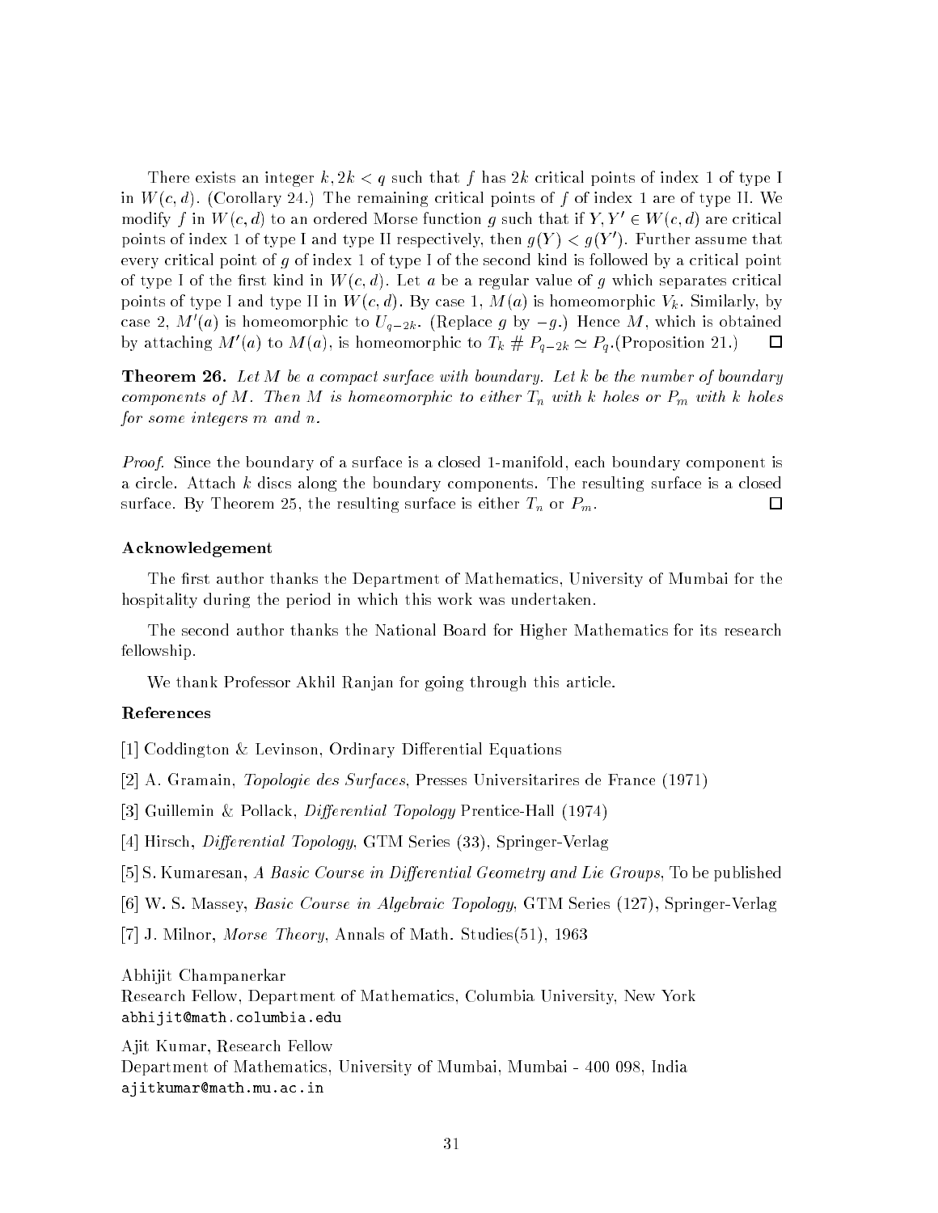There exists an integer $k, 2k < q$ such that $f$ has $2k$ critical points of index 1 of type I in $W(c,d)$. (Corollary 24.) The remaining critical points of $f$ of index 1 are of type II. We modify $f$ in $W(c,d)$ to an ordered Morse function $g$ such that if $Y, Y' \in W(c,d)$ are critical points of index 1 of type I and type II respectively, then $g(Y) < g(Y')$. Further assume that every critical point of $g$ of index 1 of type I of the second kind is followed by a critical point of type I of the first kind in $W(c,d)$. Let $a$ be a regular value of $g$ which separates critical points of type I and type II in $W(c,d)$. By case 1, $M(a)$ is homeomorphic $V_k$. Similarly, by case 2, $M'(a)$ is homeomorphic to $U_{q-2k}$. (Replace $g$ by $-g$.) Hence $M$, which is obtained by attaching $M'(a)$ to $M(a)$, is homeomorphic to $T_k \# P_{q-2k} \simeq P_q$.(Proposition 21.) □

**Theorem 26.** *Let $M$ be a compact surface with boundary. Let $k$ be the number of boundary components of $M$. Then $M$ is homeomorphic to either $T_n$ with $k$ holes or $P_m$ with $k$ holes for some integers $m$ and $n$.*

*Proof.* Since the boundary of a surface is a closed 1-manifold, each boundary component is a circle. Attach $k$ discs along the boundary components. The resulting surface is a closed surface. By Theorem 25, the resulting surface is either $T_n$ or $P_m$. □

### Acknowledgement

The first author thanks the Department of Mathematics, University of Mumbai for the hospitality during the period in which this work was undertaken.

The second author thanks the National Board for Higher Mathematics for its research fellowship.

We thank Professor Akhil Ranjan for going through this article.

### References

[1] Coddington & Levinson, Ordinary Differential Equations

[2] A. Gramain, *Topologie des Surfaces*, Presses Universitarires de France (1971)

[3] Guillemin & Pollack, *Differential Topology* Prentice-Hall (1974)

[4] Hirsch, *Differential Topology*, GTM Series (33), Springer-Verlag

[5] S. Kumaresan, *A Basic Course in Differential Geometry and Lie Groups*, To be published

[6] W. S. Massey, *Basic Course in Algebraic Topology*, GTM Series (127), Springer-Verlag

[7] J. Milnor, *Morse Theory*, Annals of Math. Studies(51), 1963

Abhijit Champanerkar
Research Fellow, Department of Mathematics, Columbia University, New York
abhijit@math.columbia.edu

Ajit Kumar, Research Fellow
Department of Mathematics, University of Mumbai, Mumbai - 400 098, India
ajitkumar@math.mu.ac.in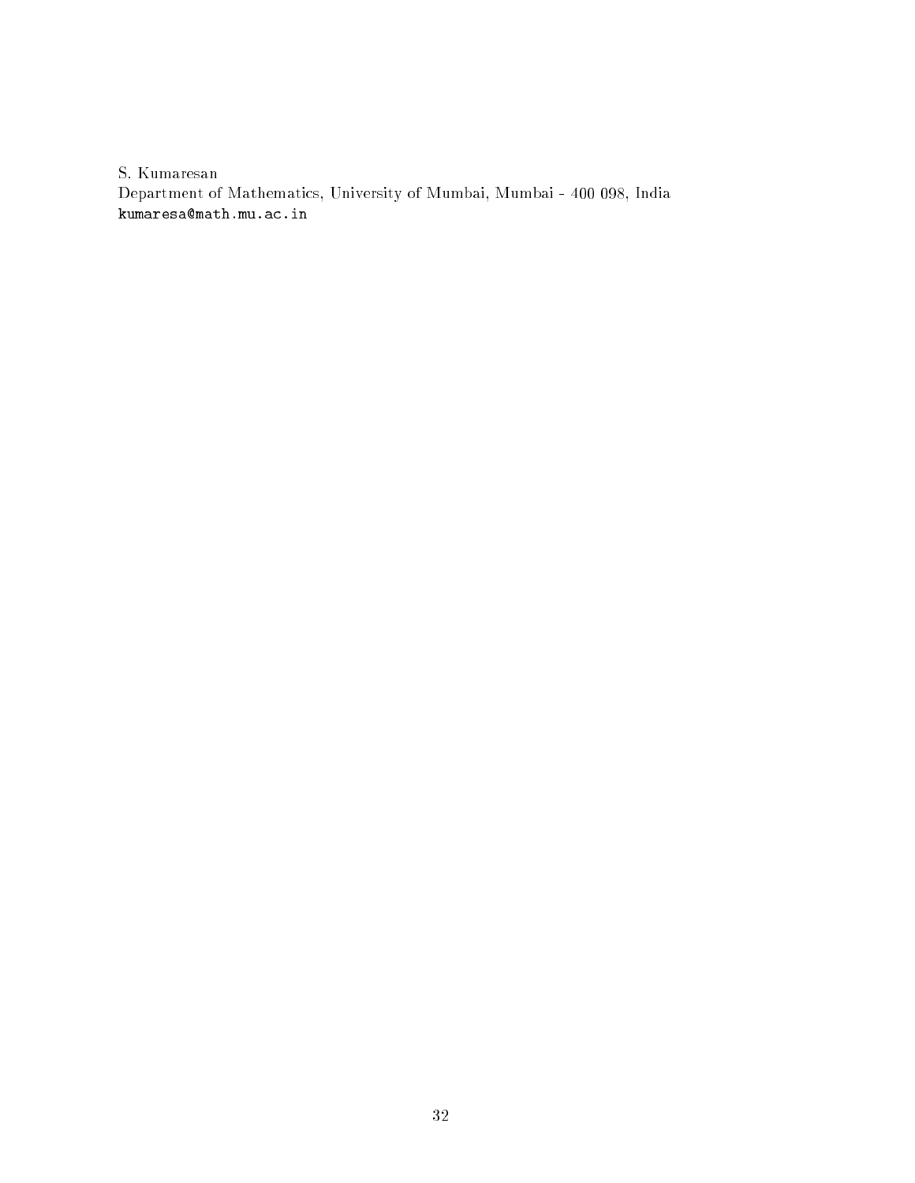S. Kumaresan
Department of Mathematics, University of Mumbai, Mumbai - 400 098, India
`kumaresa@math.mu.ac.in`